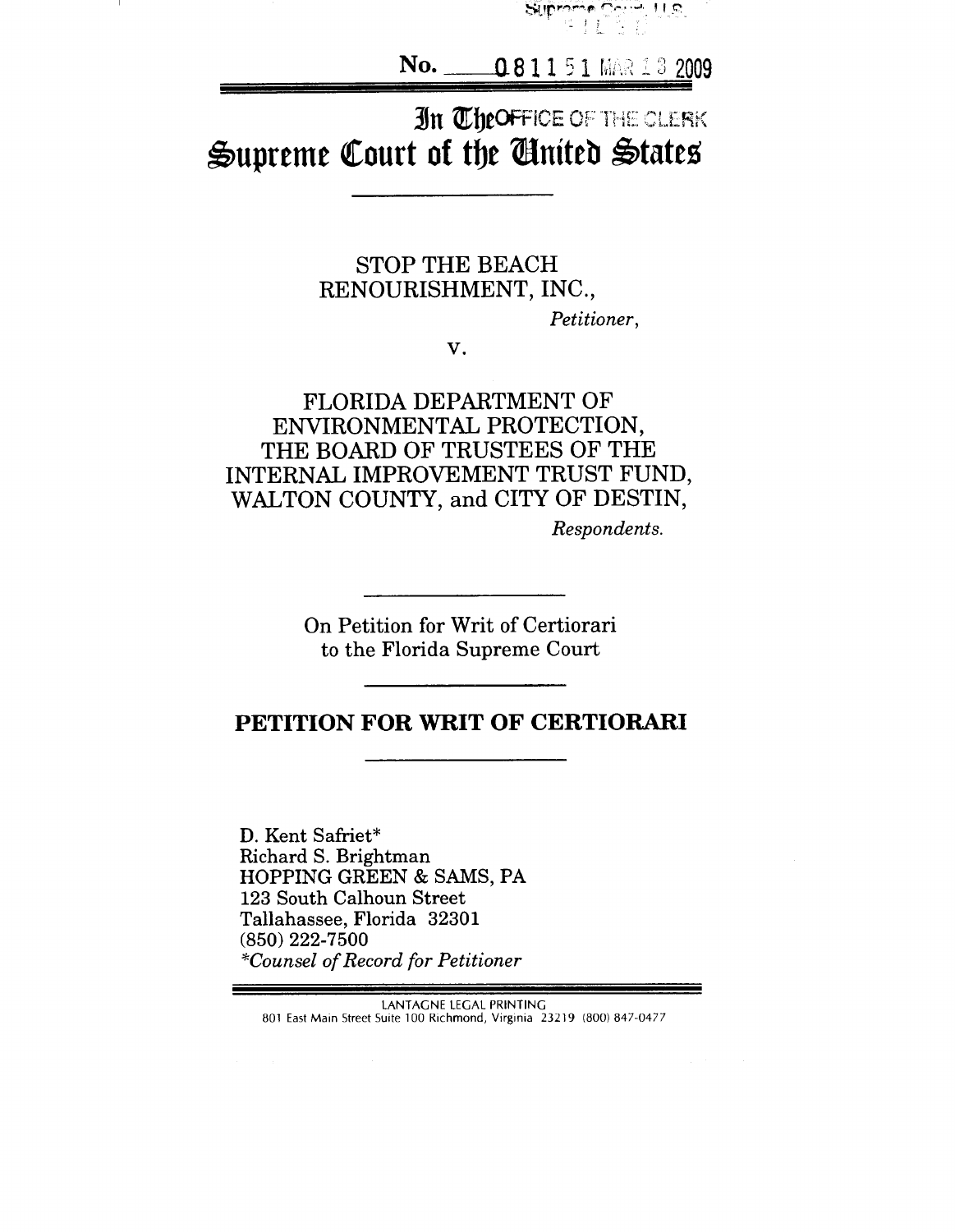No. 08 1151 MAR 13 2009

# In The Supreme Court of the United States

STOP THE BEACH RENOURISHMENT, INC.,

*Petitioner*,

v.

FLORIDA DEPARTMENT OF ENVIRONMENTAL PROTECTION, THE BOARD OF TRUSTEES OF THE INTERNAL IMPROVEMENT TRUST FUND, WALTON COUNTY, and CITY OF DESTIN,

*Respondents.*

On Petition for Writ of Certiorari to the Florida Supreme Court

## PETITION FOR WRIT OF CERTIORARI

D. Kent Safriet*
Richard S. Brightman
HOPPING GREEN & SAMS, PA
123 South Calhoun Street
Tallahassee, Florida 32301
(850) 222-7500
*\*Counsel of Record for Petitioner*

LANTAGNE LEGAL PRINTING
801 East Main Street Suite 100 Richmond, Virginia 23219 (800) 847-0477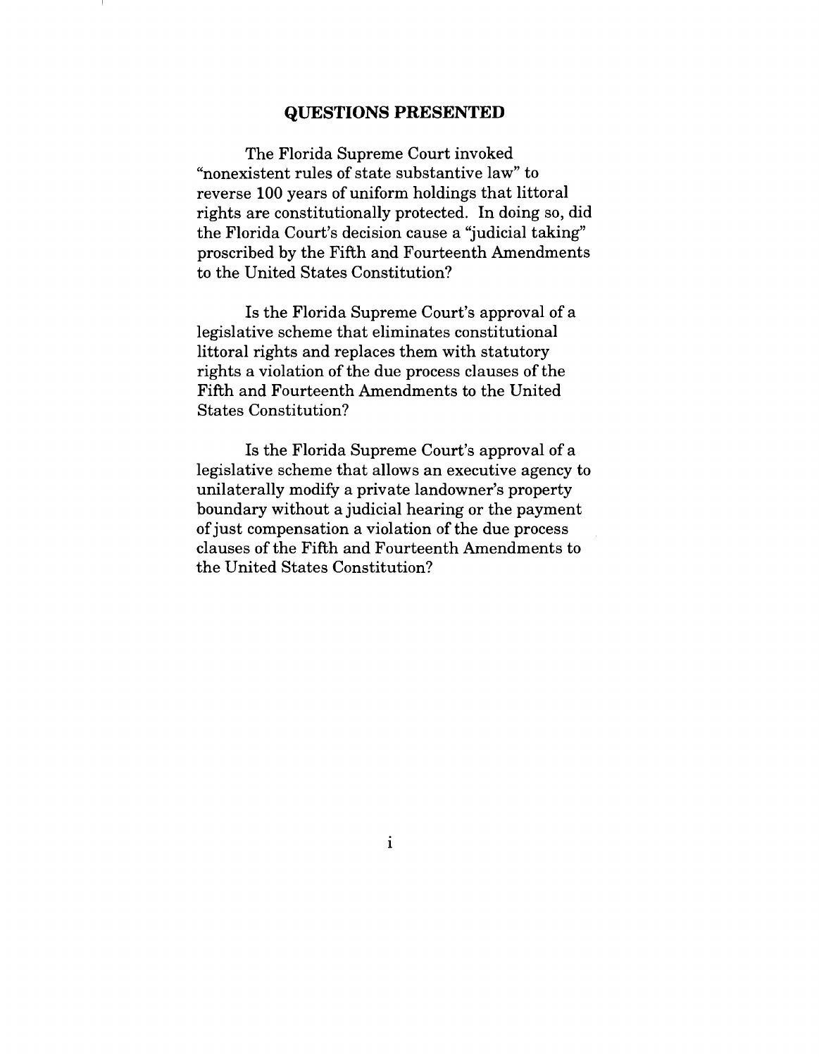## QUESTIONS PRESENTED

The Florida Supreme Court invoked "nonexistent rules of state substantive law" to reverse 100 years of uniform holdings that littoral rights are constitutionally protected. In doing so, did the Florida Court's decision cause a "judicial taking" proscribed by the Fifth and Fourteenth Amendments to the United States Constitution?

Is the Florida Supreme Court's approval of a legislative scheme that eliminates constitutional littoral rights and replaces them with statutory rights a violation of the due process clauses of the Fifth and Fourteenth Amendments to the United States Constitution?

Is the Florida Supreme Court's approval of a legislative scheme that allows an executive agency to unilaterally modify a private landowner's property boundary without a judicial hearing or the payment of just compensation a violation of the due process clauses of the Fifth and Fourteenth Amendments to the United States Constitution?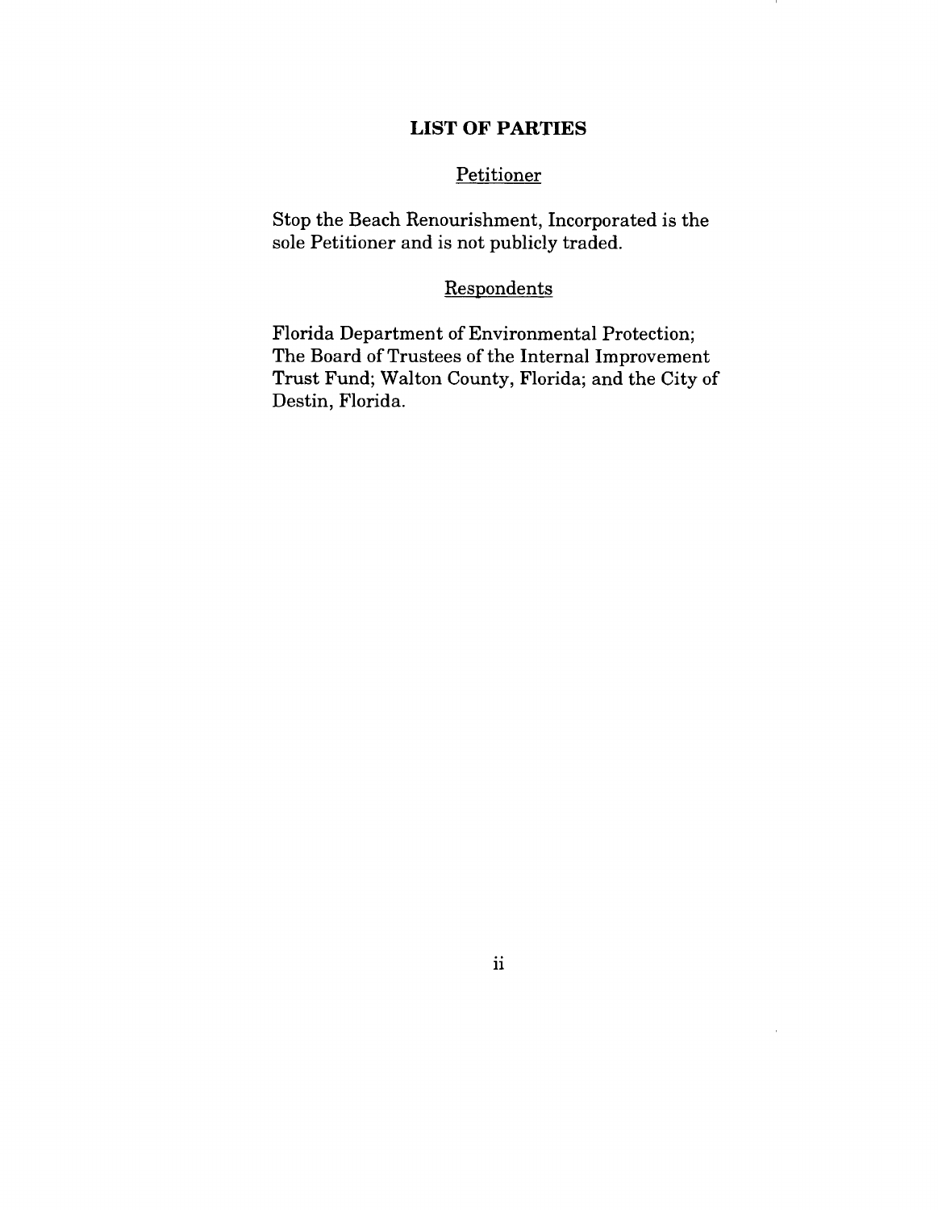## LIST OF PARTIES

### Petitioner

Stop the Beach Renourishment, Incorporated is the sole Petitioner and is not publicly traded.

### Respondents

Florida Department of Environmental Protection; The Board of Trustees of the Internal Improvement Trust Fund; Walton County, Florida; and the City of Destin, Florida.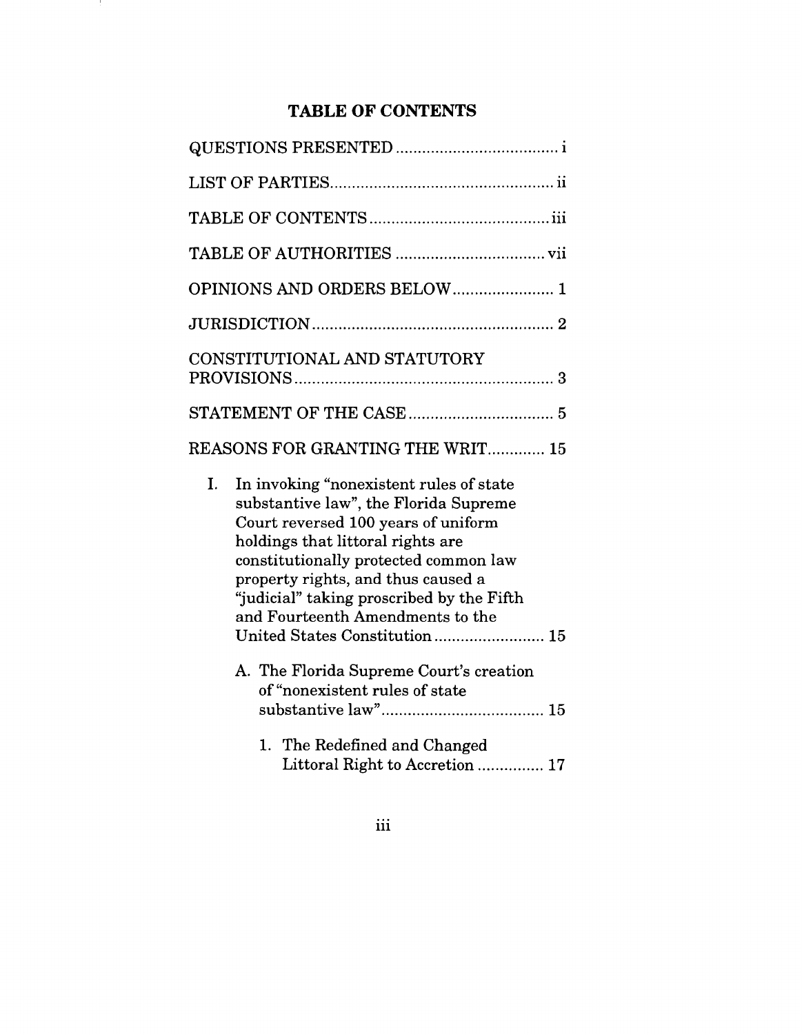# TABLE OF CONTENTS

QUESTIONS PRESENTED ..................................... i

LIST OF PARTIES................................................... ii

TABLE OF CONTENTS......................................... iii

TABLE OF AUTHORITIES .................................. vii

OPINIONS AND ORDERS BELOW....................... 1

JURISDICTION....................................................... 2

CONSTITUTIONAL AND STATUTORY PROVISIONS........................................................... 3

STATEMENT OF THE CASE................................. 5

REASONS FOR GRANTING THE WRIT............. 15

I. In invoking "nonexistent rules of state substantive law", the Florida Supreme Court reversed 100 years of uniform holdings that littoral rights are constitutionally protected common law property rights, and thus caused a "judicial" taking proscribed by the Fifth and Fourteenth Amendments to the United States Constitution......................... 15

   A. The Florida Supreme Court's creation of "nonexistent rules of state substantive law"..................................... 15

      1. The Redefined and Changed Littoral Right to Accretion ............... 17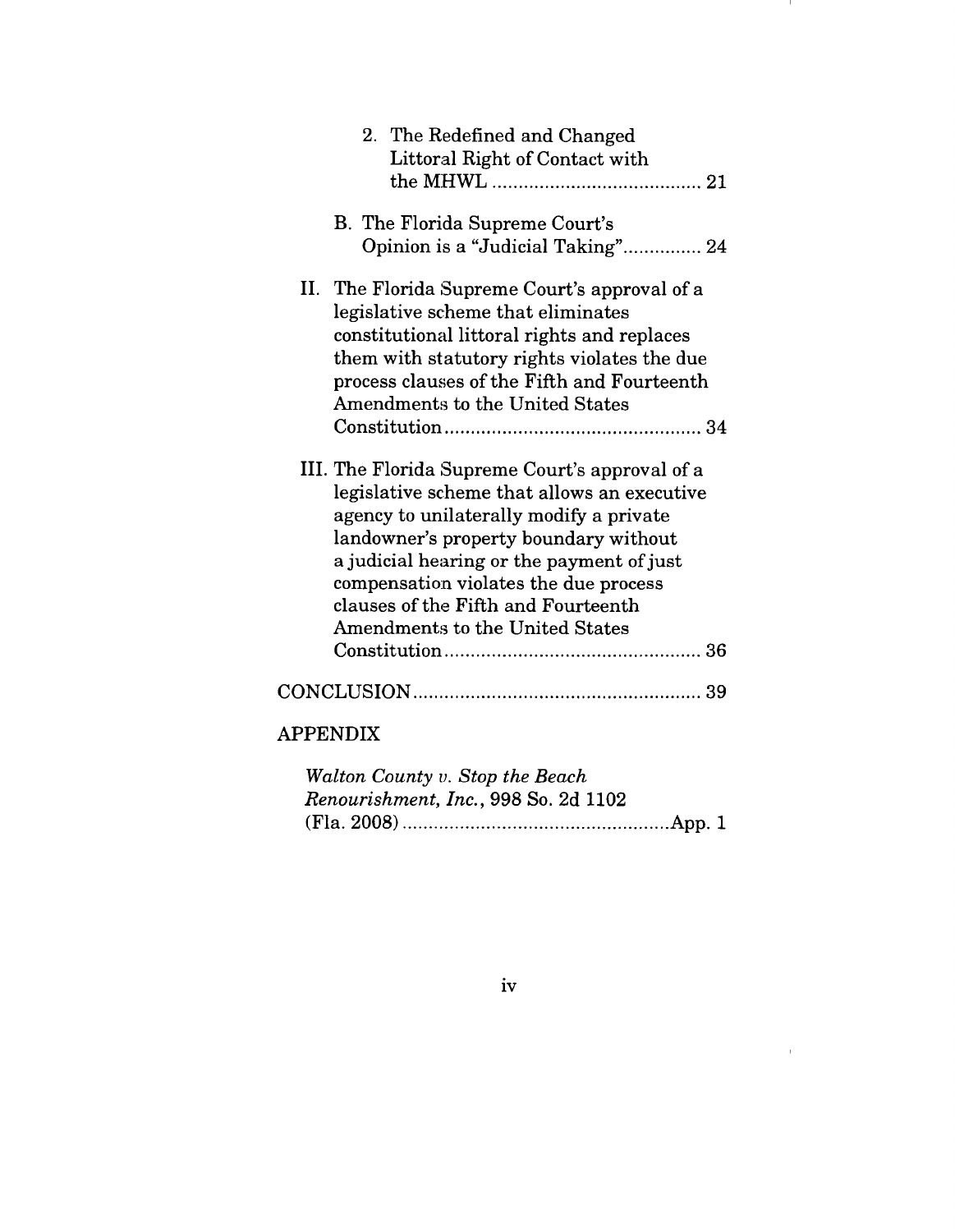2. The Redefined and Changed Littoral Right of Contact with the MHWL ........................................ 21

B. The Florida Supreme Court's Opinion is a "Judicial Taking"............... 24

II. The Florida Supreme Court's approval of a legislative scheme that eliminates constitutional littoral rights and replaces them with statutory rights violates the due process clauses of the Fifth and Fourteenth Amendments to the United States Constitution................................................. 34

III. The Florida Supreme Court's approval of a legislative scheme that allows an executive agency to unilaterally modify a private landowner's property boundary without a judicial hearing or the payment of just compensation violates the due process clauses of the Fifth and Fourteenth Amendments to the United States Constitution................................................. 36

CONCLUSION....................................................... 39

APPENDIX

*Walton County v. Stop the Beach Renourishment, Inc.*, 998 So. 2d 1102 (Fla. 2008) ....................................................App. 1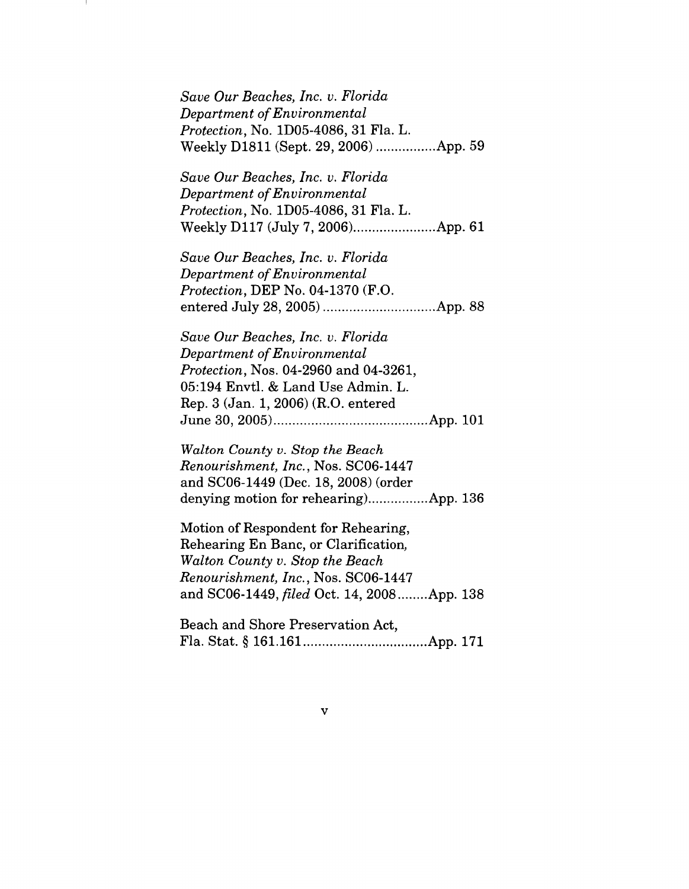*Save Our Beaches, Inc. v. Florida Department of Environmental Protection*, No. 1D05-4086, 31 Fla. L. Weekly D1811 (Sept. 29, 2006) ................App. 59

*Save Our Beaches, Inc. v. Florida Department of Environmental Protection*, No. 1D05-4086, 31 Fla. L. Weekly D117 (July 7, 2006)......................App. 61

*Save Our Beaches, Inc. v. Florida Department of Environmental Protection*, DEP No. 04-1370 (F.O. entered July 28, 2005) ..............................App. 88

*Save Our Beaches, Inc. v. Florida Department of Environmental Protection*, Nos. 04-2960 and 04-3261, 05:194 Envtl. & Land Use Admin. L. Rep. 3 (Jan. 1, 2006) (R.O. entered June 30, 2005).........................................App. 101

*Walton County v. Stop the Beach Renourishment, Inc.*, Nos. SC06-1447 and SC06-1449 (Dec. 18, 2008) (order denying motion for rehearing)................App. 136

Motion of Respondent for Rehearing, Rehearing En Banc, or Clarification, *Walton County v. Stop the Beach Renourishment, Inc.*, Nos. SC06-1447 and SC06-1449, *filed* Oct. 14, 2008........App. 138

Beach and Shore Preservation Act, Fla. Stat. § 161.161.................................App. 171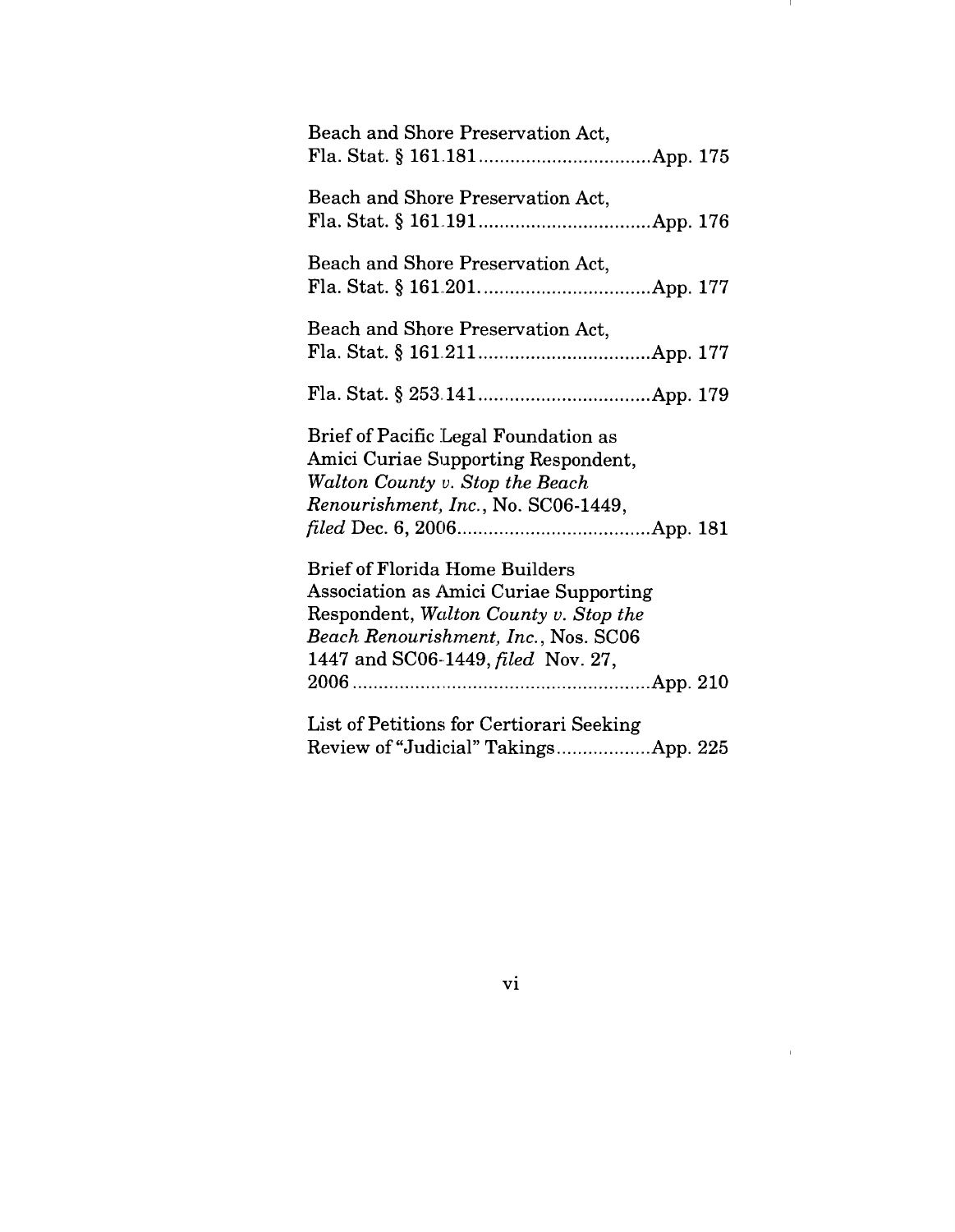Beach and Shore Preservation Act, Fla. Stat. § 161.181 .................................. App. 175

Beach and Shore Preservation Act, Fla. Stat. § 161.191 .................................. App. 176

Beach and Shore Preservation Act, Fla. Stat. § 161.201 .................................. App. 177

Beach and Shore Preservation Act, Fla. Stat. § 161.211 .................................. App. 177

Fla. Stat. § 253.141 .................................. App. 179

Brief of Pacific Legal Foundation as Amici Curiae Supporting Respondent, *Walton County v. Stop the Beach Renourishment, Inc.*, No. SC06-1449, *filed* Dec. 6, 2006 .................................. App. 181

Brief of Florida Home Builders Association as Amici Curiae Supporting Respondent, *Walton County v. Stop the Beach Renourishment, Inc.*, Nos. SC06 1447 and SC06-1449, *filed* Nov. 27, 2006 .................................. App. 210

List of Petitions for Certiorari Seeking Review of "Judicial" Takings .................. App. 225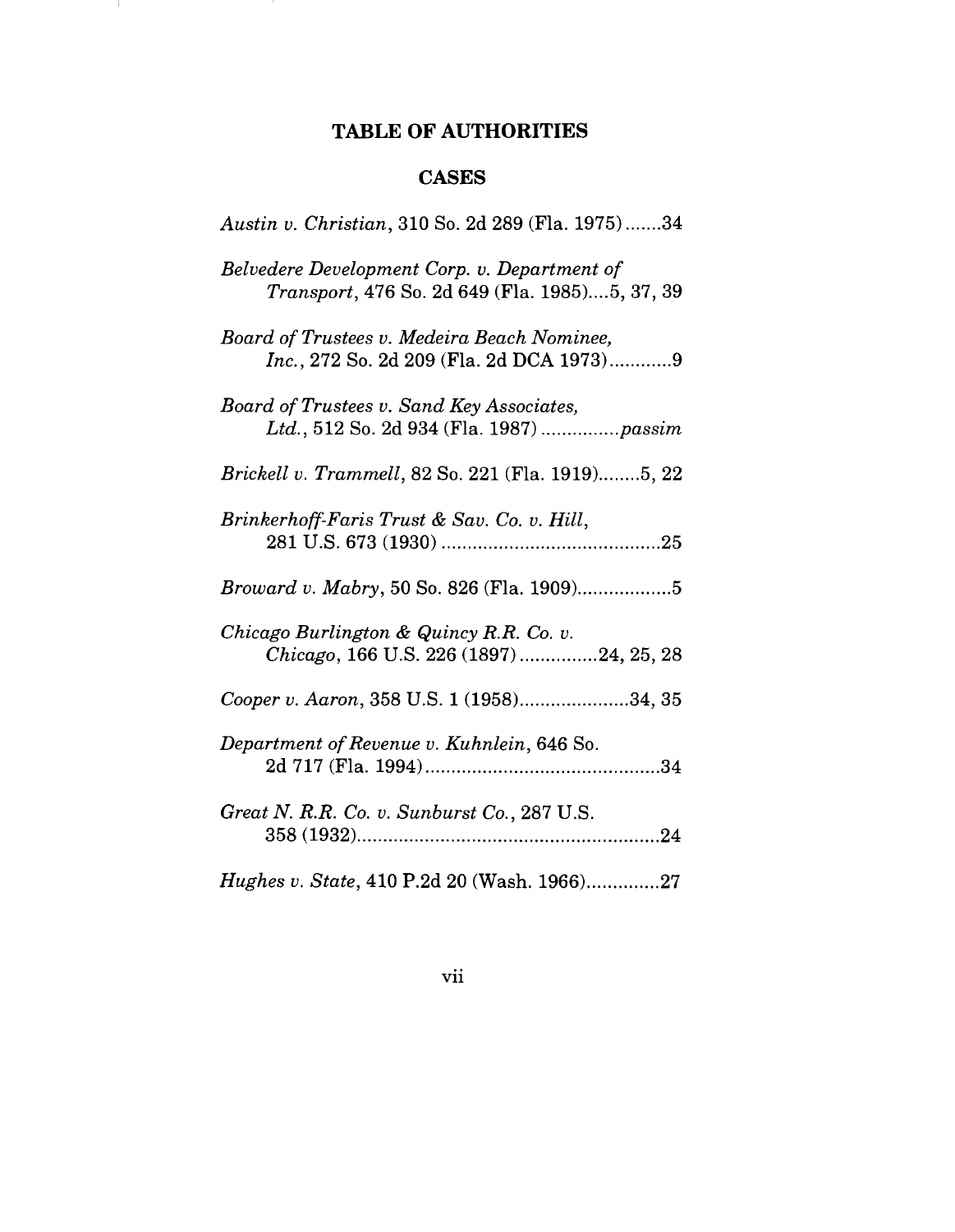## TABLE OF AUTHORITIES

### CASES

*Austin v. Christian*, 310 So. 2d 289 (Fla. 1975).......34

*Belvedere Development Corp. v. Department of Transport*, 476 So. 2d 649 (Fla. 1985)....5, 37, 39

*Board of Trustees v. Medeira Beach Nominee, Inc.*, 272 So. 2d 209 (Fla. 2d DCA 1973)............9

*Board of Trustees v. Sand Key Associates, Ltd.*, 512 So. 2d 934 (Fla. 1987) ...............*passim*

*Brickell v. Trammell*, 82 So. 221 (Fla. 1919)........5, 22

*Brinkerhoff-Faris Trust & Sav. Co. v. Hill*, 281 U.S. 673 (1930) ..........................................25

*Broward v. Mabry*, 50 So. 826 (Fla. 1909)..................5

*Chicago Burlington & Quincy R.R. Co. v. Chicago*, 166 U.S. 226 (1897) ...............24, 25, 28

*Cooper v. Aaron*, 358 U.S. 1 (1958).....................34, 35

*Department of Revenue v. Kuhnlein*, 646 So. 2d 717 (Fla. 1994).............................................34

*Great N. R.R. Co. v. Sunburst Co.*, 287 U.S. 358 (1932)..........................................................24

*Hughes v. State*, 410 P.2d 20 (Wash. 1966)..............27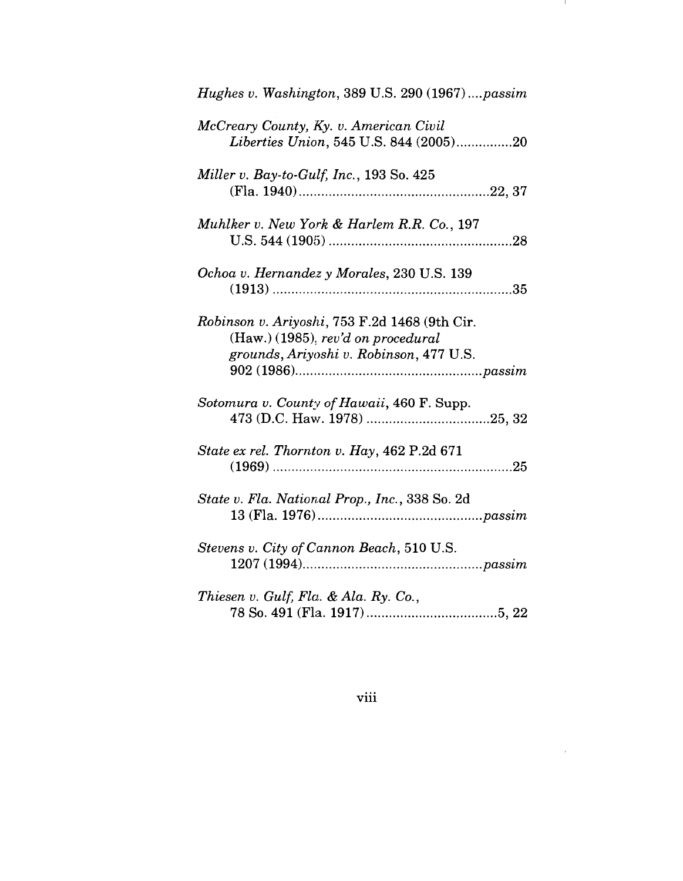*Hughes v. Washington*, 389 U.S. 290 (1967) .... *passim*

*McCreary County, Ky. v. American Civil Liberties Union*, 545 U.S. 844 (2005) ............... 20

*Miller v. Bay-to-Gulf, Inc.*, 193 So. 425 (Fla. 1940) ................................................... 22, 37

*Muhlker v. New York & Harlem R.R. Co.*, 197 U.S. 544 (1905) ................................................ 28

*Ochoa v. Hernandez y Morales*, 230 U.S. 139 (1913) ................................................................ 35

*Robinson v. Ariyoshi*, 753 F.2d 1468 (9th Cir. (Haw.) (1985), *rev'd on procedural grounds*, *Ariyoshi v. Robinson*, 477 U.S. 902 (1986) .................................................. *passim*

*Sotomura v. County of Hawaii*, 460 F. Supp. 473 (D.C. Haw. 1978) ................................ 25, 32

*State ex rel. Thornton v. Hay*, 462 P.2d 671 (1969) ................................................................ 25

*State v. Fla. National Prop., Inc.*, 338 So. 2d 13 (Fla. 1976) ............................................ *passim*

*Stevens v. City of Cannon Beach*, 510 U.S. 1207 (1994) ................................................ *passim*

*Thiesen v. Gulf, Fla. & Ala. Ry. Co.*, 78 So. 491 (Fla. 1917) ................................... 5, 22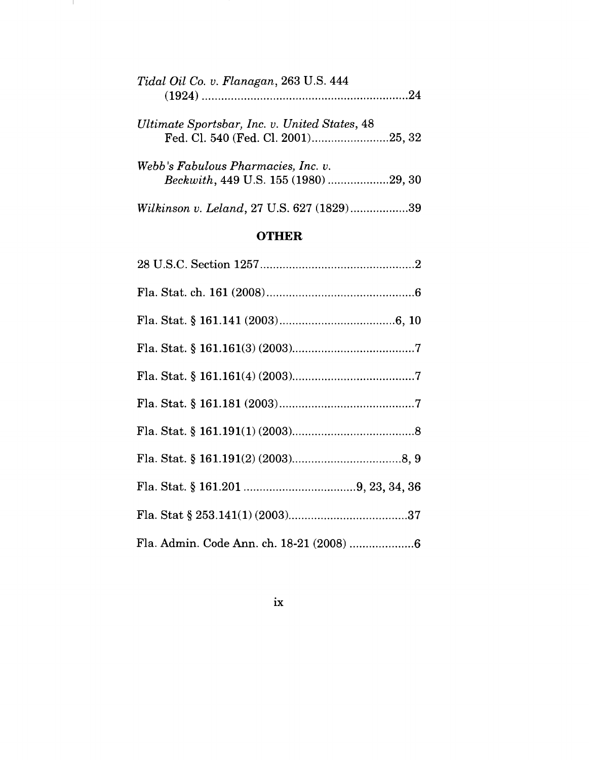*Tidal Oil Co. v. Flanagan*, 263 U.S. 444 (1924) ................................................................24

*Ultimate Sportsbar, Inc. v. United States*, 48 Fed. Cl. 540 (Fed. Cl. 2001)........................25, 32

*Webb's Fabulous Pharmacies, Inc. v. Beckwith*, 449 U.S. 155 (1980) ...................29, 30

*Wilkinson v. Leland*, 27 U.S. 627 (1829)..................39

## OTHER

28 U.S.C. Section 1257................................................2

Fla. Stat. ch. 161 (2008)..............................................6

Fla. Stat. § 161.141 (2003)....................................6, 10

Fla. Stat. § 161.161(3) (2003).....................................7

Fla. Stat. § 161.161(4) (2003).....................................7

Fla. Stat. § 161.181 (2003)..........................................7

Fla. Stat. § 161.191(1) (2003)......................................8

Fla. Stat. § 161.191(2) (2003)..................................8, 9

Fla. Stat. § 161.201 ...................................9, 23, 34, 36

Fla. Stat § 253.141(1) (2003).....................................37

Fla. Admin. Code Ann. ch. 18-21 (2008) ....................6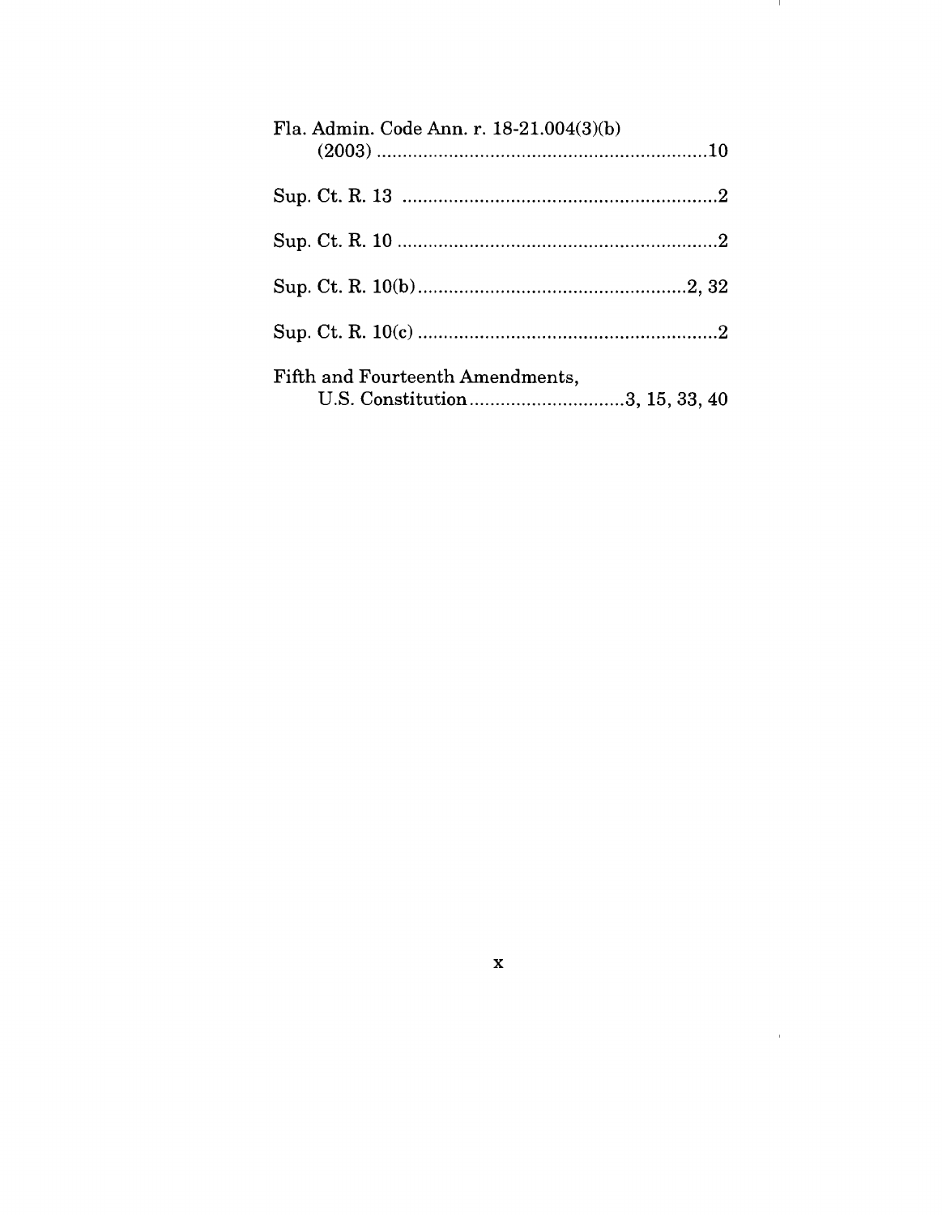Fla. Admin. Code Ann. r. 18-21.004(3)(b) (2003) ................................................................10

Sup. Ct. R. 13 .............................................................2

Sup. Ct. R. 10 ..............................................................2

Sup. Ct. R. 10(b)....................................................2, 32

Sup. Ct. R. 10(c) ..........................................................2

Fifth and Fourteenth Amendments, U.S. Constitution...............................3, 15, 33, 40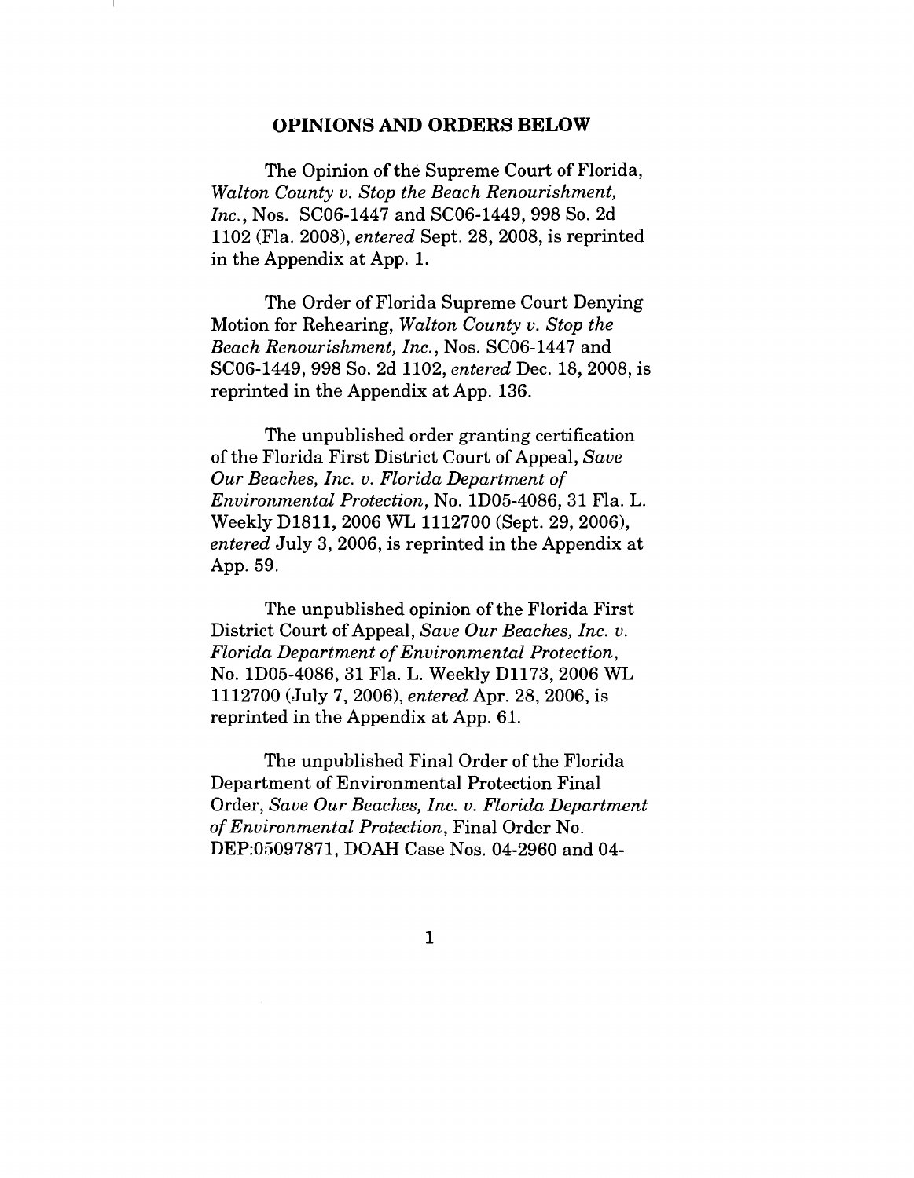## OPINIONS AND ORDERS BELOW

The Opinion of the Supreme Court of Florida, *Walton County v. Stop the Beach Renourishment, Inc.*, Nos. SC06-1447 and SC06-1449, 998 So. 2d 1102 (Fla. 2008), *entered* Sept. 28, 2008, is reprinted in the Appendix at App. 1.

The Order of Florida Supreme Court Denying Motion for Rehearing, *Walton County v. Stop the Beach Renourishment, Inc.*, Nos. SC06-1447 and SC06-1449, 998 So. 2d 1102, *entered* Dec. 18, 2008, is reprinted in the Appendix at App. 136.

The unpublished order granting certification of the Florida First District Court of Appeal, *Save Our Beaches, Inc. v. Florida Department of Environmental Protection*, No. 1D05-4086, 31 Fla. L. Weekly D1811, 2006 WL 1112700 (Sept. 29, 2006), *entered* July 3, 2006, is reprinted in the Appendix at App. 59.

The unpublished opinion of the Florida First District Court of Appeal, *Save Our Beaches, Inc. v. Florida Department of Environmental Protection*, No. 1D05-4086, 31 Fla. L. Weekly D1173, 2006 WL 1112700 (July 7, 2006), *entered* Apr. 28, 2006, is reprinted in the Appendix at App. 61.

The unpublished Final Order of the Florida Department of Environmental Protection Final Order, *Save Our Beaches, Inc. v. Florida Department of Environmental Protection*, Final Order No. DEP:05097871, DOAH Case Nos. 04-2960 and 04-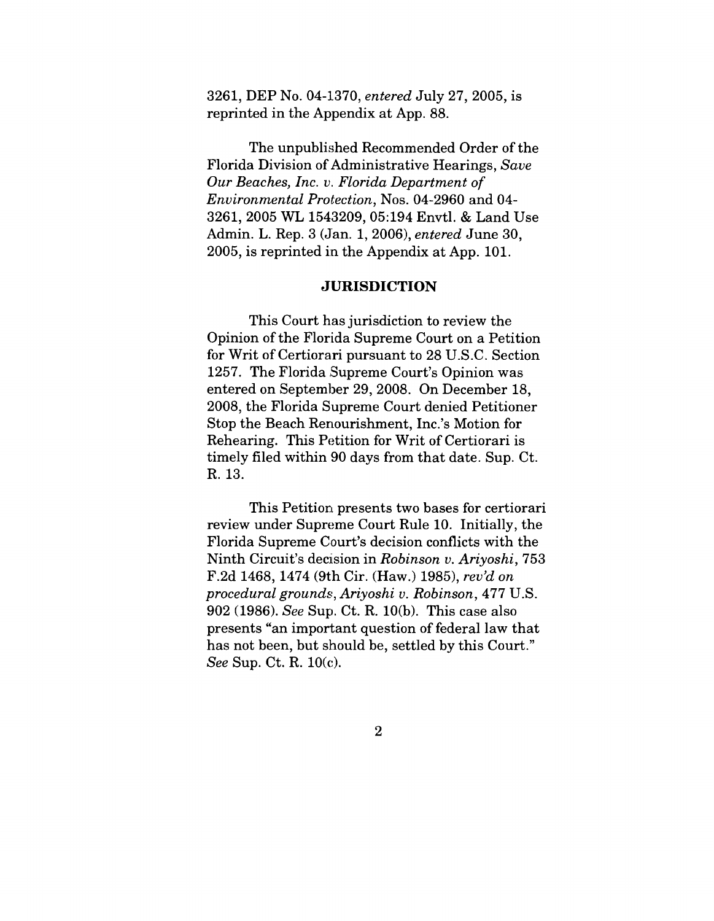3261, DEP No. 04-1370, *entered* July 27, 2005, is reprinted in the Appendix at App. 88.

The unpublished Recommended Order of the Florida Division of Administrative Hearings, *Save Our Beaches, Inc. v. Florida Department of Environmental Protection*, Nos. 04-2960 and 04-3261, 2005 WL 1543209, 05:194 Envtl. & Land Use Admin. L. Rep. 3 (Jan. 1, 2006), *entered* June 30, 2005, is reprinted in the Appendix at App. 101.

## JURISDICTION

This Court has jurisdiction to review the Opinion of the Florida Supreme Court on a Petition for Writ of Certiorari pursuant to 28 U.S.C. Section 1257. The Florida Supreme Court's Opinion was entered on September 29, 2008. On December 18, 2008, the Florida Supreme Court denied Petitioner Stop the Beach Renourishment, Inc.'s Motion for Rehearing. This Petition for Writ of Certiorari is timely filed within 90 days from that date. Sup. Ct. R. 13.

This Petition presents two bases for certiorari review under Supreme Court Rule 10. Initially, the Florida Supreme Court's decision conflicts with the Ninth Circuit's decision in *Robinson v. Ariyoshi*, 753 F.2d 1468, 1474 (9th Cir. (Haw.) 1985), *rev'd on procedural grounds*, *Ariyoshi v. Robinson*, 477 U.S. 902 (1986). *See* Sup. Ct. R. 10(b). This case also presents "an important question of federal law that has not been, but should be, settled by this Court." *See* Sup. Ct. R. 10(c).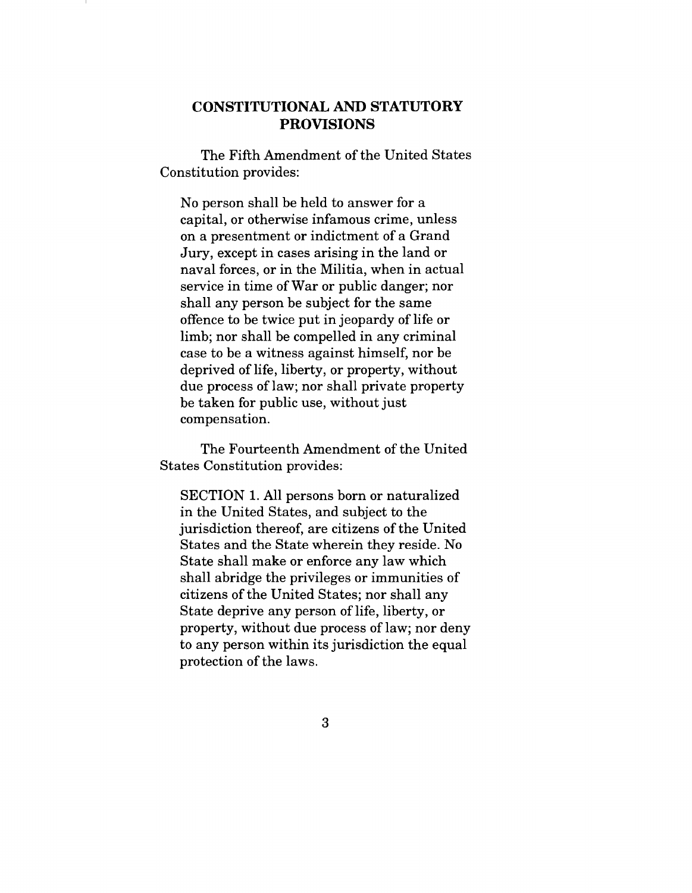## CONSTITUTIONAL AND STATUTORY PROVISIONS

The Fifth Amendment of the United States Constitution provides:

> No person shall be held to answer for a capital, or otherwise infamous crime, unless on a presentment or indictment of a Grand Jury, except in cases arising in the land or naval forces, or in the Militia, when in actual service in time of War or public danger; nor shall any person be subject for the same offence to be twice put in jeopardy of life or limb; nor shall be compelled in any criminal case to be a witness against himself, nor be deprived of life, liberty, or property, without due process of law; nor shall private property be taken for public use, without just compensation.

The Fourteenth Amendment of the United States Constitution provides:

> SECTION 1. All persons born or naturalized in the United States, and subject to the jurisdiction thereof, are citizens of the United States and the State wherein they reside. No State shall make or enforce any law which shall abridge the privileges or immunities of citizens of the United States; nor shall any State deprive any person of life, liberty, or property, without due process of law; nor deny to any person within its jurisdiction the equal protection of the laws.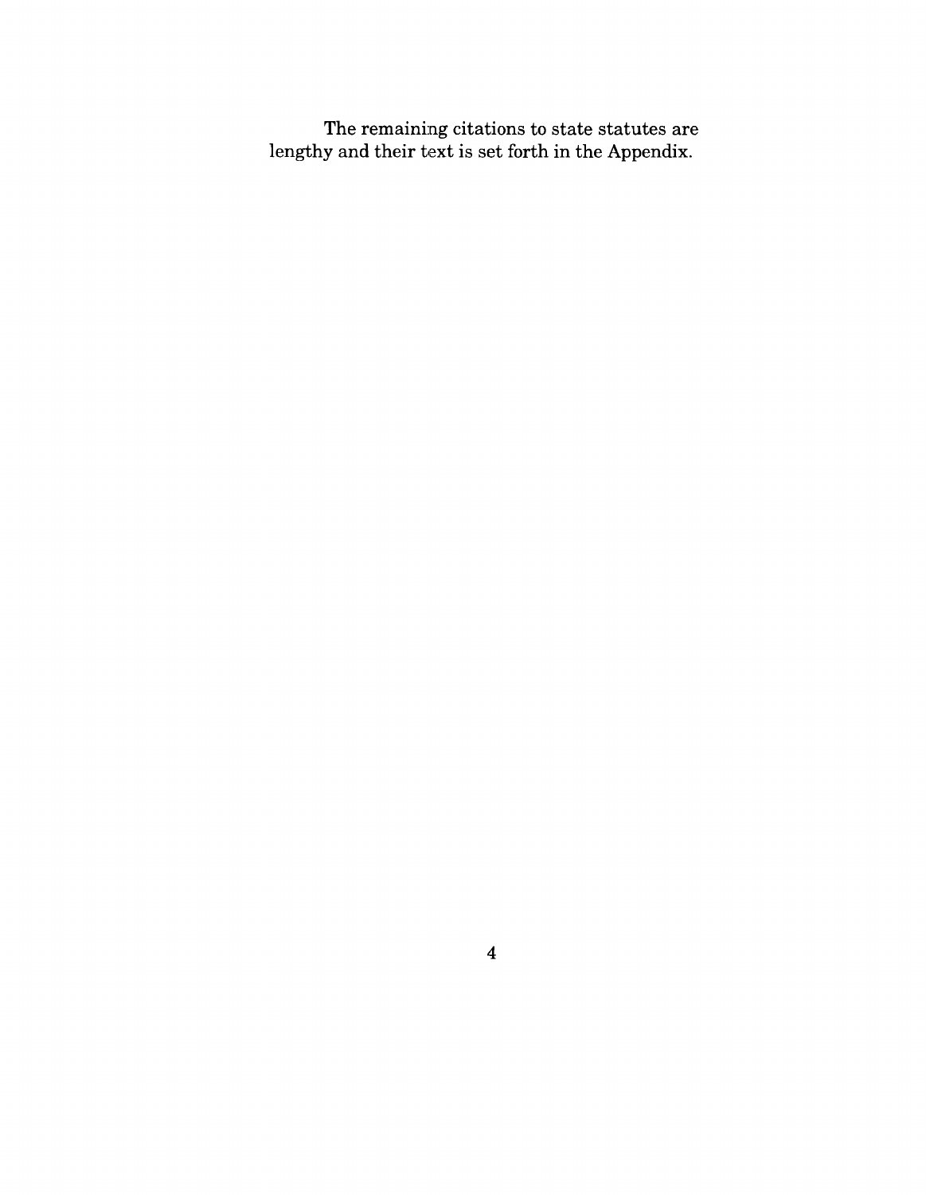The remaining citations to state statutes are lengthy and their text is set forth in the Appendix.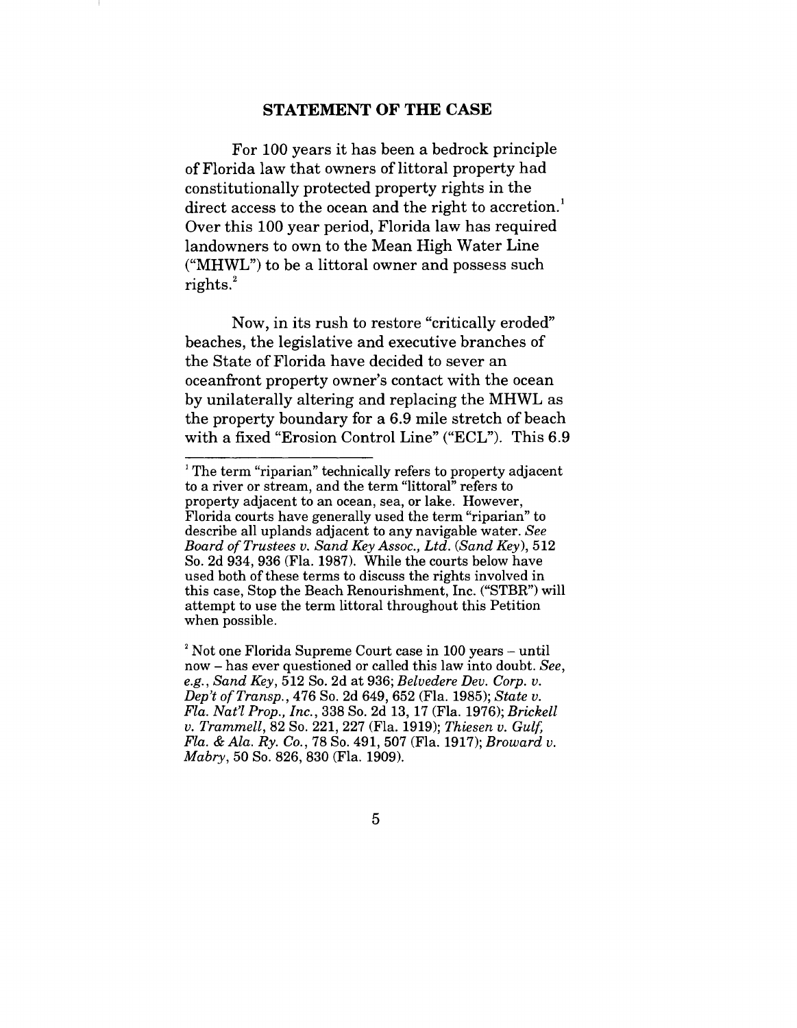## STATEMENT OF THE CASE

For 100 years it has been a bedrock principle of Florida law that owners of littoral property had constitutionally protected property rights in the direct access to the ocean and the right to accretion.[1] Over this 100 year period, Florida law has required landowners to own to the Mean High Water Line ("MHWL") to be a littoral owner and possess such rights.[2]

Now, in its rush to restore "critically eroded" beaches, the legislative and executive branches of the State of Florida have decided to sever an oceanfront property owner's contact with the ocean by unilaterally altering and replacing the MHWL as the property boundary for a 6.9 mile stretch of beach with a fixed "Erosion Control Line" ("ECL"). This 6.9

---

[1] The term "riparian" technically refers to property adjacent to a river or stream, and the term "littoral" refers to property adjacent to an ocean, sea, or lake. However, Florida courts have generally used the term "riparian" to describe all uplands adjacent to any navigable water. *See Board of Trustees v. Sand Key Assoc., Ltd. (Sand Key)*, 512 So. 2d 934, 936 (Fla. 1987). While the courts below have used both of these terms to discuss the rights involved in this case, Stop the Beach Renourishment, Inc. ("STBR") will attempt to use the term littoral throughout this Petition when possible.

[2] Not one Florida Supreme Court case in 100 years – until now – has ever questioned or called this law into doubt. *See, e.g., Sand Key*, 512 So. 2d at 936; *Belvedere Dev. Corp. v. Dep't of Transp.*, 476 So. 2d 649, 652 (Fla. 1985); *State v. Fla. Nat'l Prop., Inc.*, 338 So. 2d 13, 17 (Fla. 1976); *Brickell v. Trammell*, 82 So. 221, 227 (Fla. 1919); *Thiesen v. Gulf, Fla. & Ala. Ry. Co.*, 78 So. 491, 507 (Fla. 1917); *Broward v. Mabry*, 50 So. 826, 830 (Fla. 1909).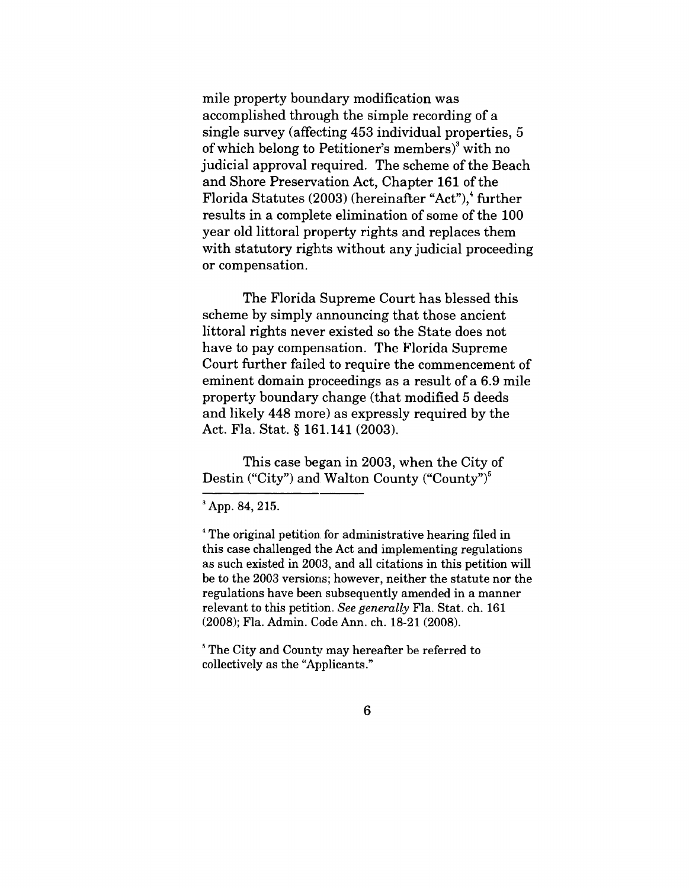mile property boundary modification was accomplished through the simple recording of a single survey (affecting 453 individual properties, 5 of which belong to Petitioner's members)[3] with no judicial approval required. The scheme of the Beach and Shore Preservation Act, Chapter 161 of the Florida Statutes (2003) (hereinafter "Act"),[4] further results in a complete elimination of some of the 100 year old littoral property rights and replaces them with statutory rights without any judicial proceeding or compensation.

The Florida Supreme Court has blessed this scheme by simply announcing that those ancient littoral rights never existed so the State does not have to pay compensation. The Florida Supreme Court further failed to require the commencement of eminent domain proceedings as a result of a 6.9 mile property boundary change (that modified 5 deeds and likely 448 more) as expressly required by the Act. Fla. Stat. § 161.141 (2003).

This case began in 2003, when the City of Destin ("City") and Walton County ("County")[5]

---

[3] App. 84, 215.

[4] The original petition for administrative hearing filed in this case challenged the Act and implementing regulations as such existed in 2003, and all citations in this petition will be to the 2003 versions; however, neither the statute nor the regulations have been subsequently amended in a manner relevant to this petition. *See generally* Fla. Stat. ch. 161 (2008); Fla. Admin. Code Ann. ch. 18-21 (2008).

[5] The City and County may hereafter be referred to collectively as the "Applicants."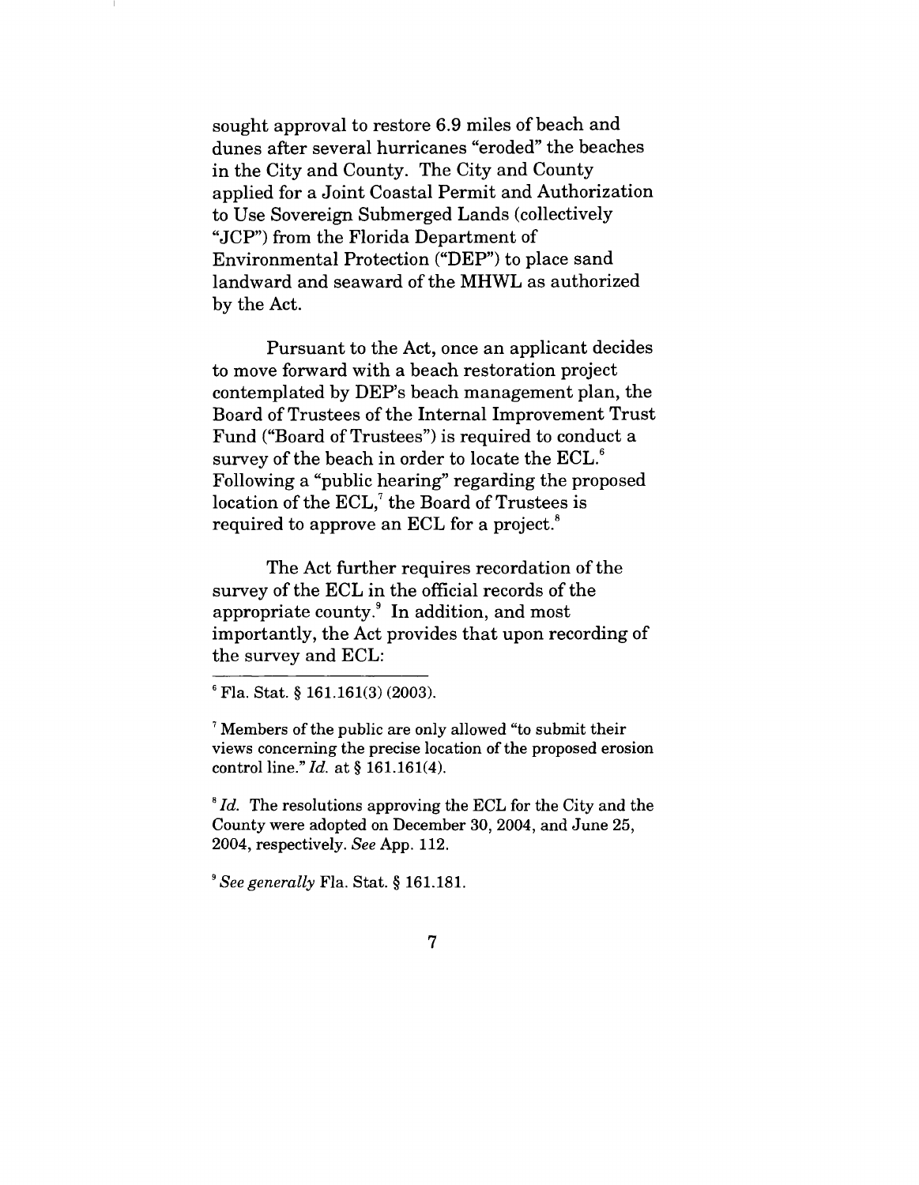sought approval to restore 6.9 miles of beach and dunes after several hurricanes "eroded" the beaches in the City and County. The City and County applied for a Joint Coastal Permit and Authorization to Use Sovereign Submerged Lands (collectively "JCP") from the Florida Department of Environmental Protection ("DEP") to place sand landward and seaward of the MHWL as authorized by the Act.

Pursuant to the Act, once an applicant decides to move forward with a beach restoration project contemplated by DEP's beach management plan, the Board of Trustees of the Internal Improvement Trust Fund ("Board of Trustees") is required to conduct a survey of the beach in order to locate the ECL.[6] Following a "public hearing" regarding the proposed location of the ECL,[7] the Board of Trustees is required to approve an ECL for a project.[8]

The Act further requires recordation of the survey of the ECL in the official records of the appropriate county.[9] In addition, and most importantly, the Act provides that upon recording of the survey and ECL:

---

[6] Fla. Stat. § 161.161(3) (2003).

[7] Members of the public are only allowed "to submit their views concerning the precise location of the proposed erosion control line." *Id.* at § 161.161(4).

[8] *Id.* The resolutions approving the ECL for the City and the County were adopted on December 30, 2004, and June 25, 2004, respectively. *See* App. 112.

[9] *See generally* Fla. Stat. § 161.181.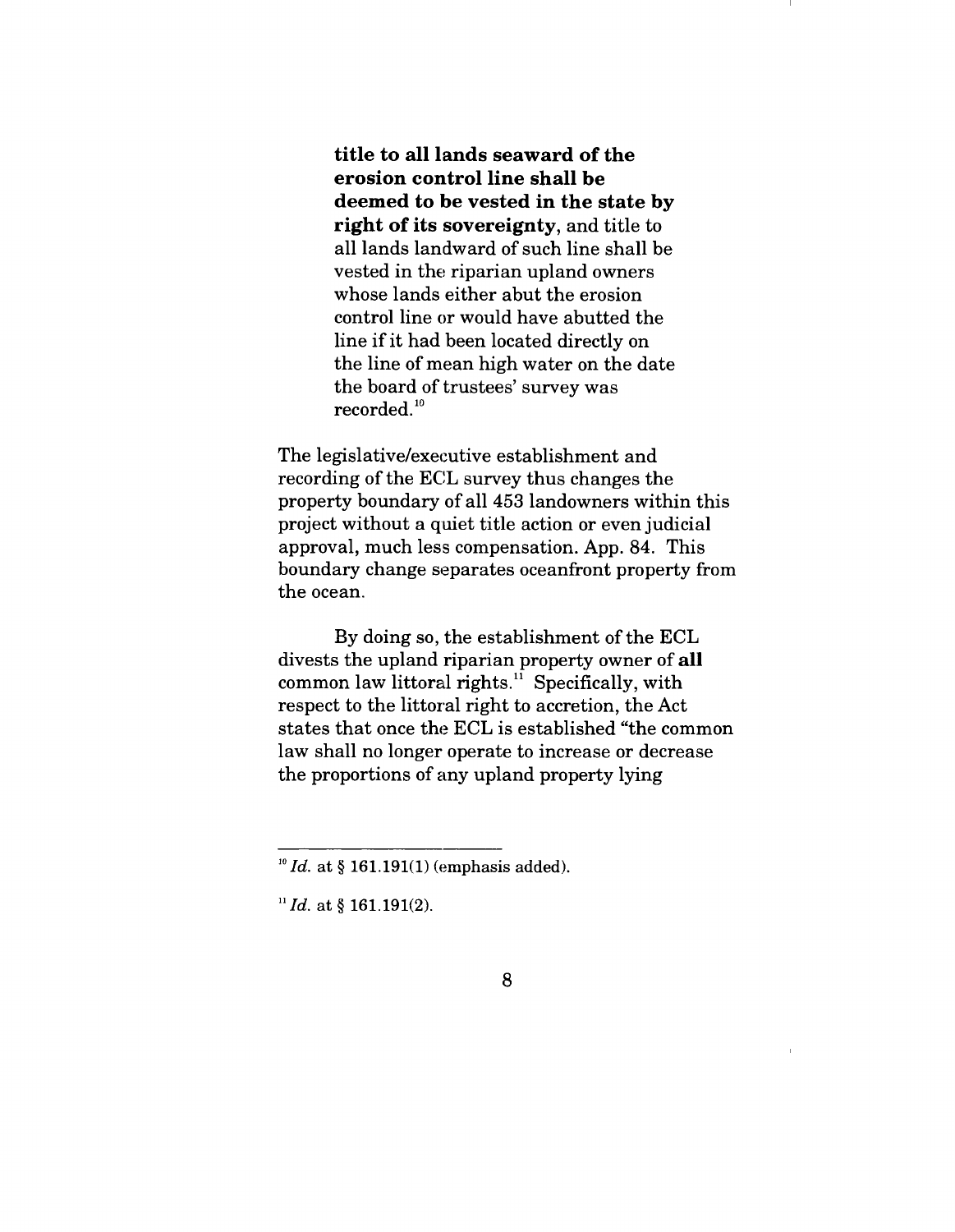> **title to all lands seaward of the erosion control line shall be deemed to be vested in the state by right of its sovereignty**, and title to all lands landward of such line shall be vested in the riparian upland owners whose lands either abut the erosion control line or would have abutted the line if it had been located directly on the line of mean high water on the date the board of trustees' survey was recorded.[10]

The legislative/executive establishment and recording of the ECL survey thus changes the property boundary of all 453 landowners within this project without a quiet title action or even judicial approval, much less compensation. App. 84. This boundary change separates oceanfront property from the ocean.

By doing so, the establishment of the ECL divests the upland riparian property owner of **all** common law littoral rights.[11] Specifically, with respect to the littoral right to accretion, the Act states that once the ECL is established "the common law shall no longer operate to increase or decrease the proportions of any upland property lying

---

[10] *Id.* at § 161.191(1) (emphasis added).

[11] *Id.* at § 161.191(2).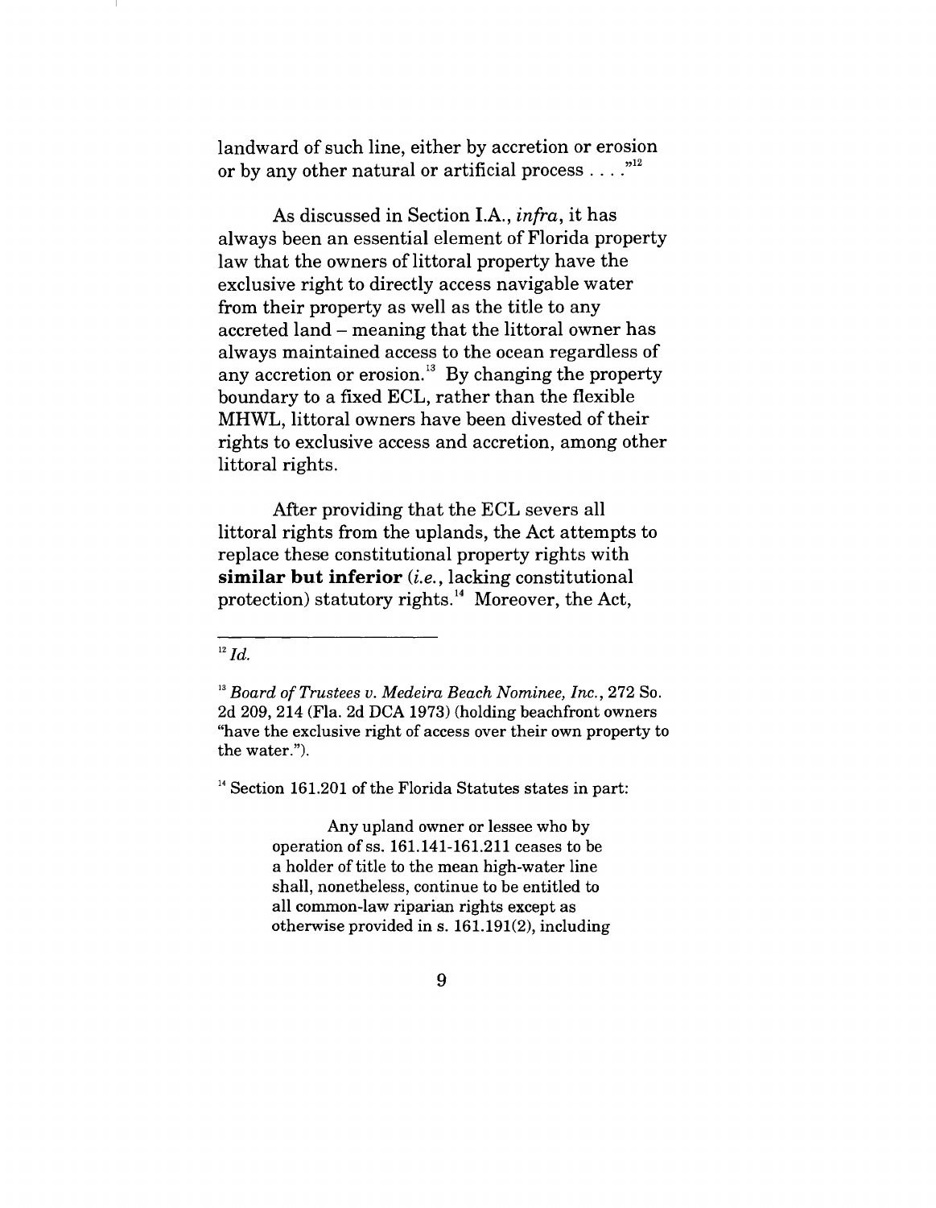landward of such line, either by accretion or erosion or by any other natural or artificial process . . . ."[12]

As discussed in Section I.A., *infra*, it has always been an essential element of Florida property law that the owners of littoral property have the exclusive right to directly access navigable water from their property as well as the title to any accreted land – meaning that the littoral owner has always maintained access to the ocean regardless of any accretion or erosion.[13] By changing the property boundary to a fixed ECL, rather than the flexible MHWL, littoral owners have been divested of their rights to exclusive access and accretion, among other littoral rights.

After providing that the ECL severs all littoral rights from the uplands, the Act attempts to replace these constitutional property rights with **similar but inferior** (*i.e.*, lacking constitutional protection) statutory rights.[14] Moreover, the Act,

---

[12] *Id.*

[13] *Board of Trustees v. Medeira Beach Nominee, Inc.*, 272 So. 2d 209, 214 (Fla. 2d DCA 1973) (holding beachfront owners "have the exclusive right of access over their own property to the water.").

[14] Section 161.201 of the Florida Statutes states in part:

> Any upland owner or lessee who by operation of ss. 161.141-161.211 ceases to be a holder of title to the mean high-water line shall, nonetheless, continue to be entitled to all common-law riparian rights except as otherwise provided in s. 161.191(2), including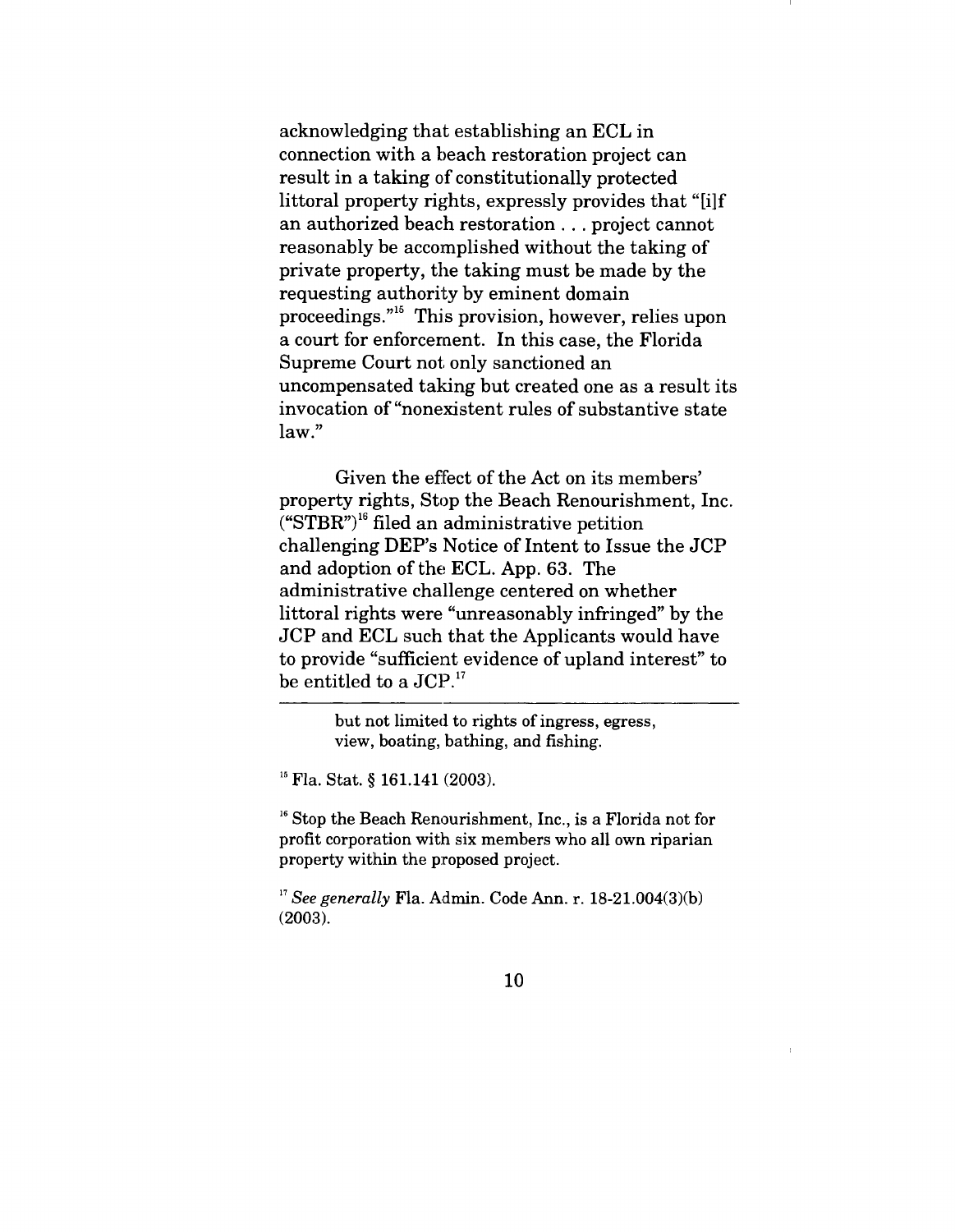acknowledging that establishing an ECL in connection with a beach restoration project can result in a taking of constitutionally protected littoral property rights, expressly provides that "[i]f an authorized beach restoration . . . project cannot reasonably be accomplished without the taking of private property, the taking must be made by the requesting authority by eminent domain proceedings."[15] This provision, however, relies upon a court for enforcement. In this case, the Florida Supreme Court not only sanctioned an uncompensated taking but created one as a result its invocation of "nonexistent rules of substantive state law."

Given the effect of the Act on its members' property rights, Stop the Beach Renourishment, Inc. ("STBR")[16] filed an administrative petition challenging DEP's Notice of Intent to Issue the JCP and adoption of the ECL. App. 63. The administrative challenge centered on whether littoral rights were "unreasonably infringed" by the JCP and ECL such that the Applicants would have to provide "sufficient evidence of upland interest" to be entitled to a JCP.[17]

---

but not limited to rights of ingress, egress, view, boating, bathing, and fishing.

[15] Fla. Stat. § 161.141 (2003).

[16] Stop the Beach Renourishment, Inc., is a Florida not for profit corporation with six members who all own riparian property within the proposed project.

[17] *See generally* Fla. Admin. Code Ann. r. 18-21.004(3)(b) (2003).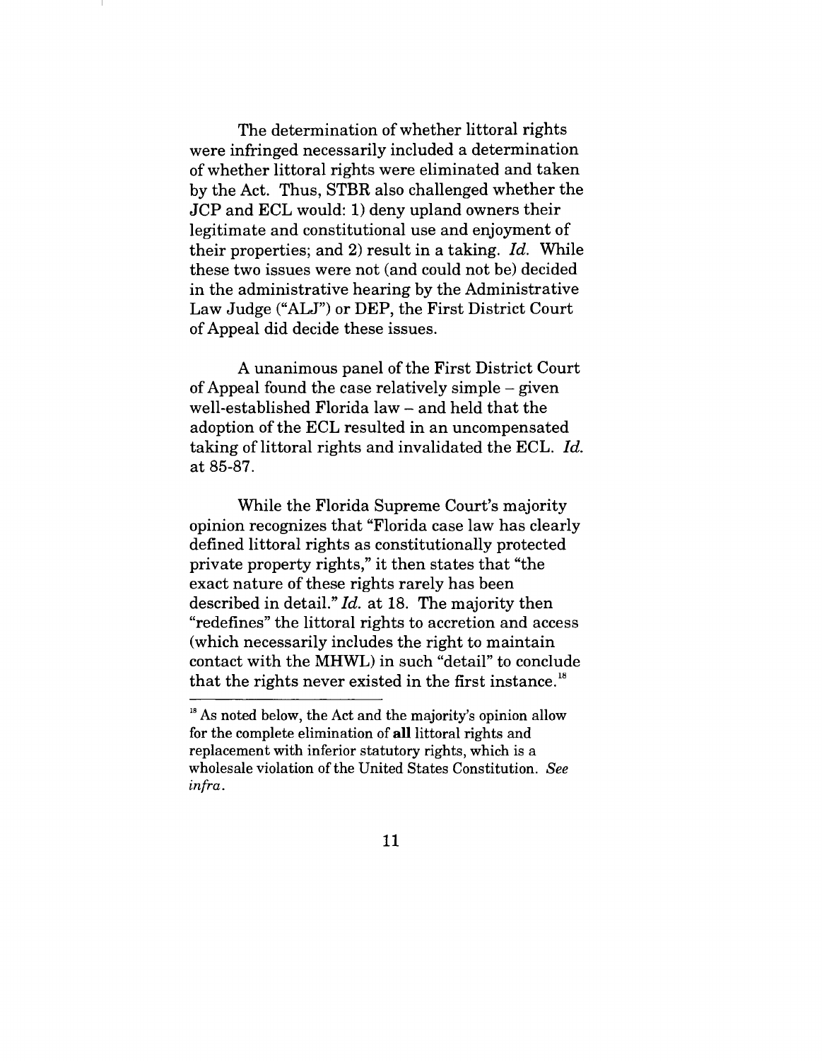The determination of whether littoral rights were infringed necessarily included a determination of whether littoral rights were eliminated and taken by the Act. Thus, STBR also challenged whether the JCP and ECL would: 1) deny upland owners their legitimate and constitutional use and enjoyment of their properties; and 2) result in a taking. *Id.* While these two issues were not (and could not be) decided in the administrative hearing by the Administrative Law Judge ("ALJ") or DEP, the First District Court of Appeal did decide these issues.

A unanimous panel of the First District Court of Appeal found the case relatively simple – given well-established Florida law – and held that the adoption of the ECL resulted in an uncompensated taking of littoral rights and invalidated the ECL. *Id.* at 85-87.

While the Florida Supreme Court's majority opinion recognizes that "Florida case law has clearly defined littoral rights as constitutionally protected private property rights," it then states that "the exact nature of these rights rarely has been described in detail." *Id.* at 18. The majority then "redefines" the littoral rights to accretion and access (which necessarily includes the right to maintain contact with the MHWL) in such "detail" to conclude that the rights never existed in the first instance.[18]

---

[18] As noted below, the Act and the majority's opinion allow for the complete elimination of **all** littoral rights and replacement with inferior statutory rights, which is a wholesale violation of the United States Constitution. *See infra*.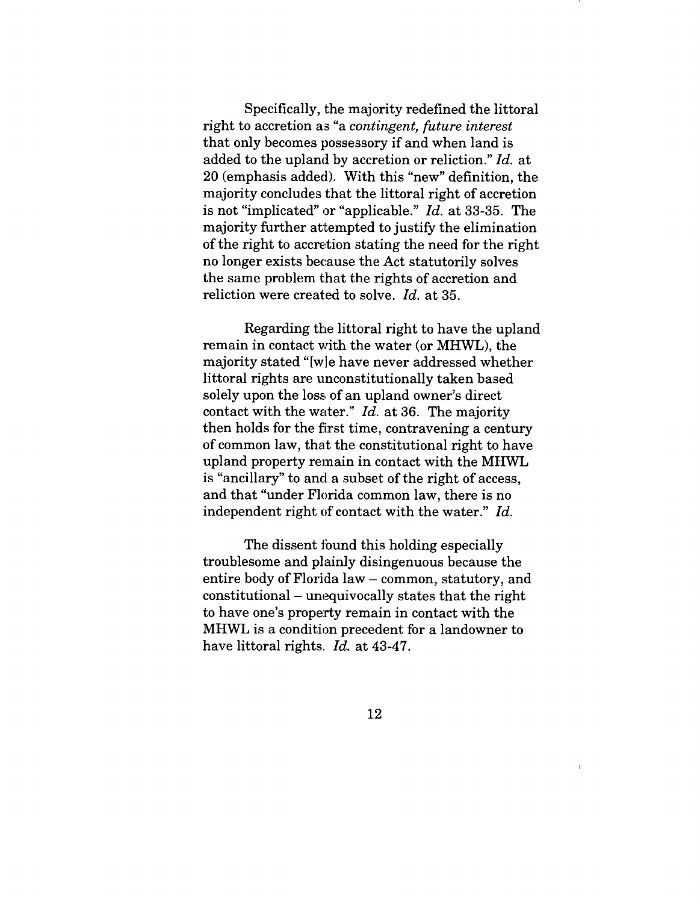Specifically, the majority redefined the littoral right to accretion as "a *contingent, future interest* that only becomes possessory if and when land is added to the upland by accretion or reliction." *Id.* at 20 (emphasis added). With this "new" definition, the majority concludes that the littoral right of accretion is not "implicated" or "applicable." *Id.* at 33-35. The majority further attempted to justify the elimination of the right to accretion stating the need for the right no longer exists because the Act statutorily solves the same problem that the rights of accretion and reliction were created to solve. *Id.* at 35.

Regarding the littoral right to have the upland remain in contact with the water (or MHWL), the majority stated "[w]e have never addressed whether littoral rights are unconstitutionally taken based solely upon the loss of an upland owner's direct contact with the water." *Id.* at 36. The majority then holds for the first time, contravening a century of common law, that the constitutional right to have upland property remain in contact with the MHWL is "ancillary" to and a subset of the right of access, and that "under Florida common law, there is no independent right of contact with the water." *Id.*

The dissent found this holding especially troublesome and plainly disingenuous because the entire body of Florida law – common, statutory, and constitutional – unequivocally states that the right to have one's property remain in contact with the MHWL is a condition precedent for a landowner to have littoral rights. *Id.* at 43-47.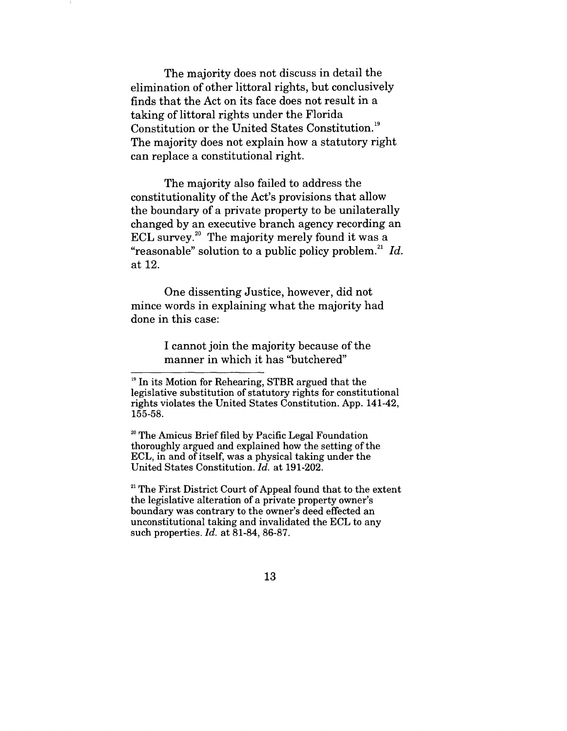The majority does not discuss in detail the elimination of other littoral rights, but conclusively finds that the Act on its face does not result in a taking of littoral rights under the Florida Constitution or the United States Constitution.[19] The majority does not explain how a statutory right can replace a constitutional right.

The majority also failed to address the constitutionality of the Act's provisions that allow the boundary of a private property to be unilaterally changed by an executive branch agency recording an ECL survey.[20] The majority merely found it was a "reasonable" solution to a public policy problem.[21] *Id.* at 12.

One dissenting Justice, however, did not mince words in explaining what the majority had done in this case:

> I cannot join the majority because of the manner in which it has "butchered"

---

[19] In its Motion for Rehearing, STBR argued that the legislative substitution of statutory rights for constitutional rights violates the United States Constitution. App. 141-42, 155-58.

[20] The Amicus Brief filed by Pacific Legal Foundation thoroughly argued and explained how the setting of the ECL, in and of itself, was a physical taking under the United States Constitution. *Id.* at 191-202.

[21] The First District Court of Appeal found that to the extent the legislative alteration of a private property owner's boundary was contrary to the owner's deed effected an unconstitutional taking and invalidated the ECL to any such properties. *Id.* at 81-84, 86-87.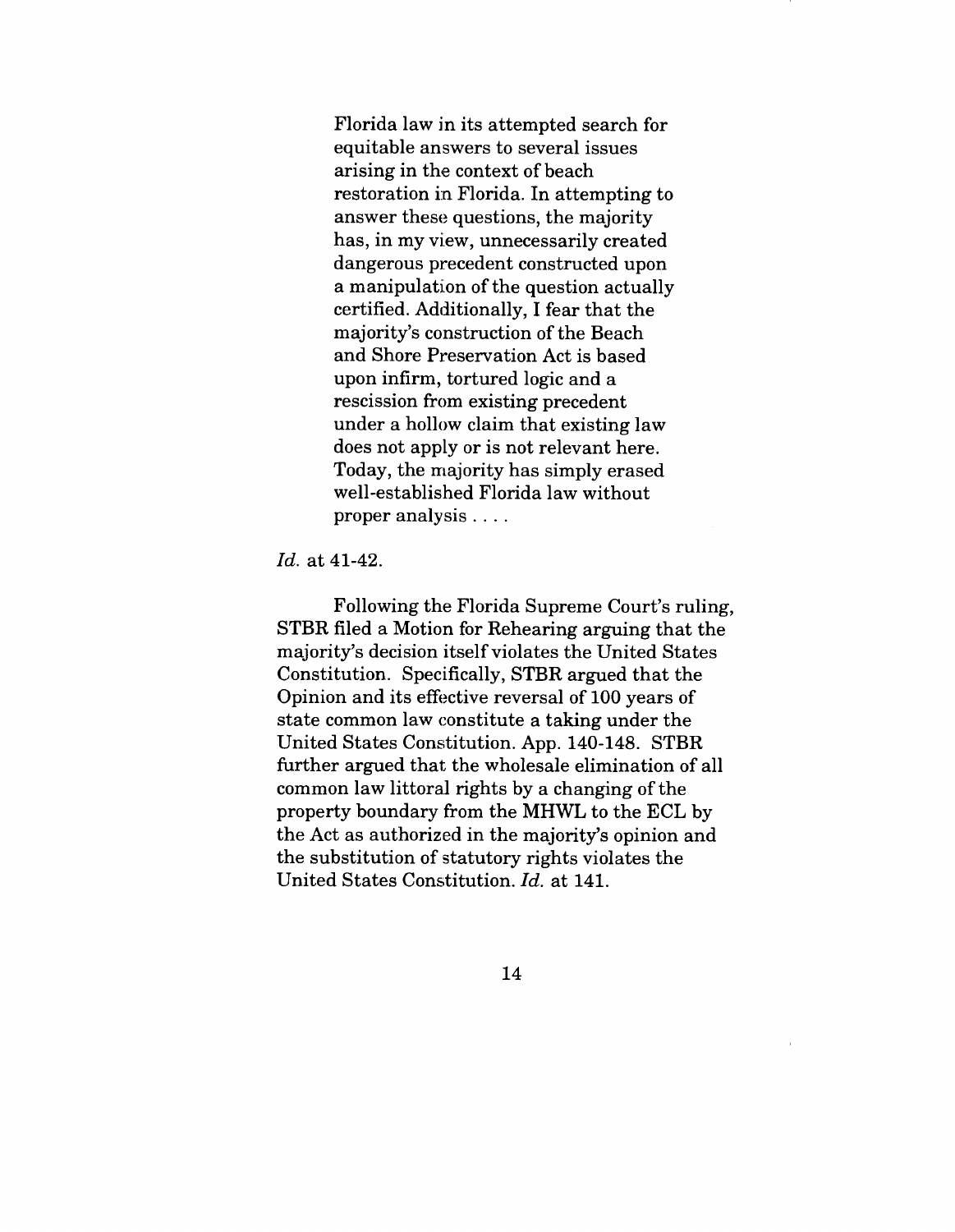> Florida law in its attempted search for equitable answers to several issues arising in the context of beach restoration in Florida. In attempting to answer these questions, the majority has, in my view, unnecessarily created dangerous precedent constructed upon a manipulation of the question actually certified. Additionally, I fear that the majority's construction of the Beach and Shore Preservation Act is based upon infirm, tortured logic and a rescission from existing precedent under a hollow claim that existing law does not apply or is not relevant here. Today, the majority has simply erased well-established Florida law without proper analysis . . . .

*Id.* at 41-42.

Following the Florida Supreme Court's ruling, STBR filed a Motion for Rehearing arguing that the majority's decision itself violates the United States Constitution. Specifically, STBR argued that the Opinion and its effective reversal of 100 years of state common law constitute a taking under the United States Constitution. App. 140-148. STBR further argued that the wholesale elimination of all common law littoral rights by a changing of the property boundary from the MHWL to the ECL by the Act as authorized in the majority's opinion and the substitution of statutory rights violates the United States Constitution. *Id.* at 141.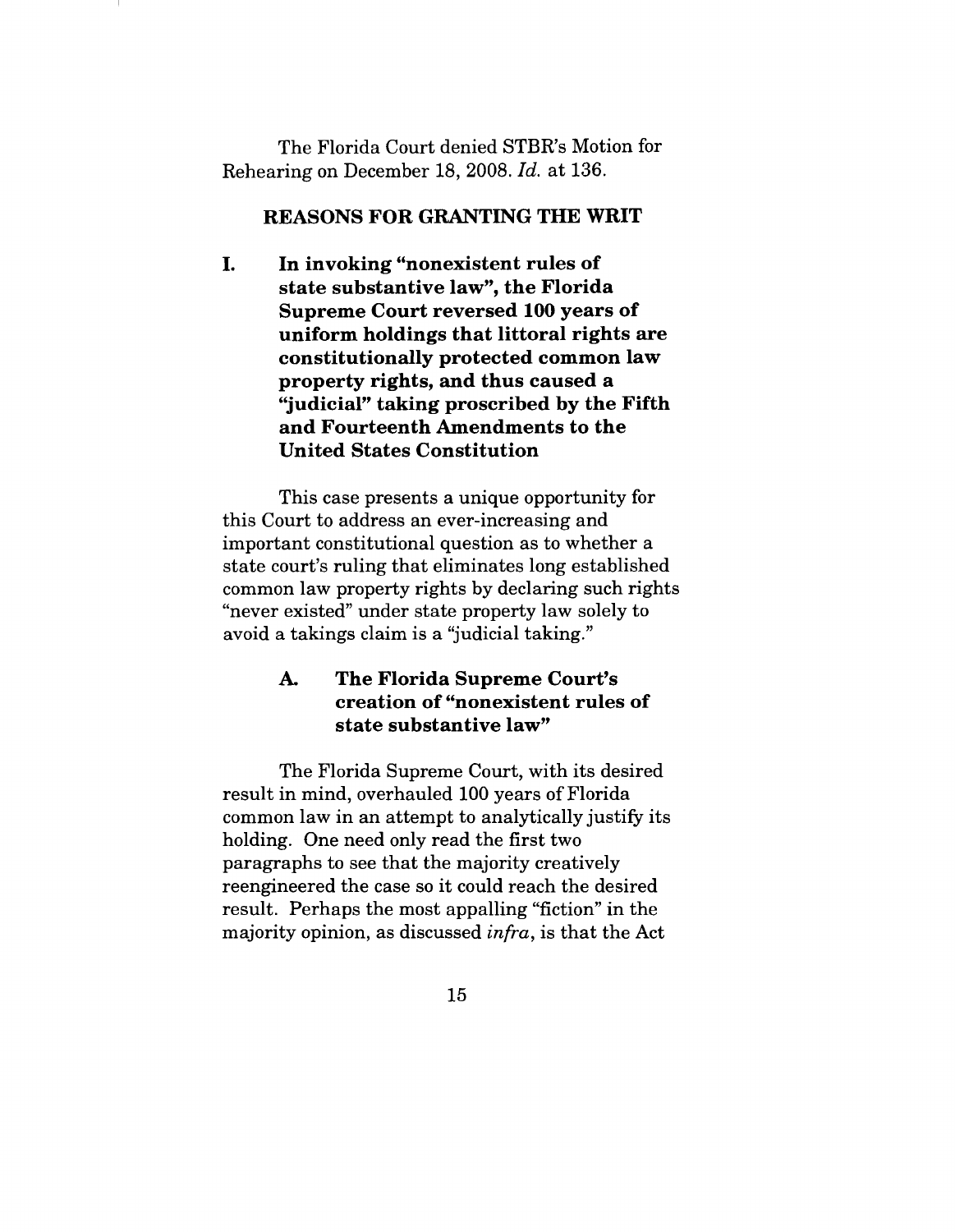The Florida Court denied STBR's Motion for Rehearing on December 18, 2008. *Id.* at 136.

## REASONS FOR GRANTING THE WRIT

### I. In invoking "nonexistent rules of state substantive law", the Florida Supreme Court reversed 100 years of uniform holdings that littoral rights are constitutionally protected common law property rights, and thus caused a "judicial" taking proscribed by the Fifth and Fourteenth Amendments to the United States Constitution

This case presents a unique opportunity for this Court to address an ever-increasing and important constitutional question as to whether a state court's ruling that eliminates long established common law property rights by declaring such rights "never existed" under state property law solely to avoid a takings claim is a "judicial taking."

#### A. The Florida Supreme Court's creation of "nonexistent rules of state substantive law"

The Florida Supreme Court, with its desired result in mind, overhauled 100 years of Florida common law in an attempt to analytically justify its holding. One need only read the first two paragraphs to see that the majority creatively reengineered the case so it could reach the desired result. Perhaps the most appalling "fiction" in the majority opinion, as discussed *infra*, is that the Act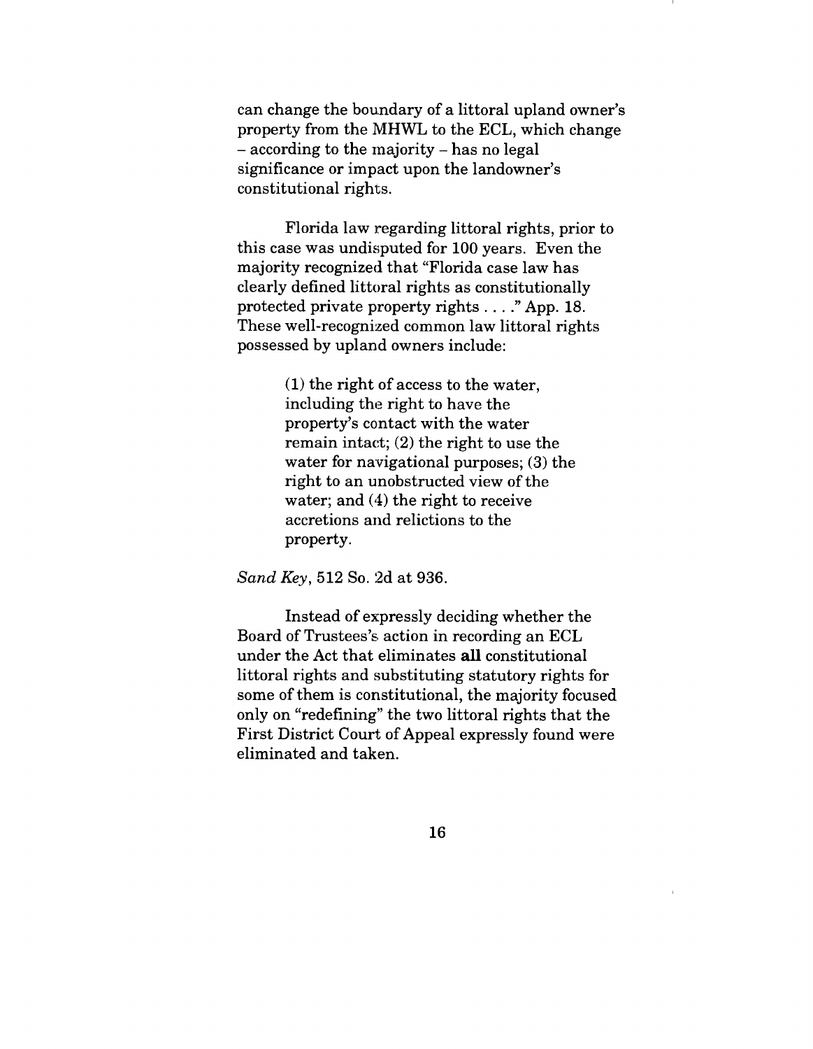can change the boundary of a littoral upland owner's property from the MHWL to the ECL, which change – according to the majority – has no legal significance or impact upon the landowner's constitutional rights.

Florida law regarding littoral rights, prior to this case was undisputed for 100 years. Even the majority recognized that "Florida case law has clearly defined littoral rights as constitutionally protected private property rights . . . ." App. 18. These well-recognized common law littoral rights possessed by upland owners include:

> (1) the right of access to the water, including the right to have the property's contact with the water remain intact; (2) the right to use the water for navigational purposes; (3) the right to an unobstructed view of the water; and (4) the right to receive accretions and relictions to the property.

*Sand Key*, 512 So. 2d at 936.

Instead of expressly deciding whether the Board of Trustees's action in recording an ECL under the Act that eliminates **all** constitutional littoral rights and substituting statutory rights for some of them is constitutional, the majority focused only on "redefining" the two littoral rights that the First District Court of Appeal expressly found were eliminated and taken.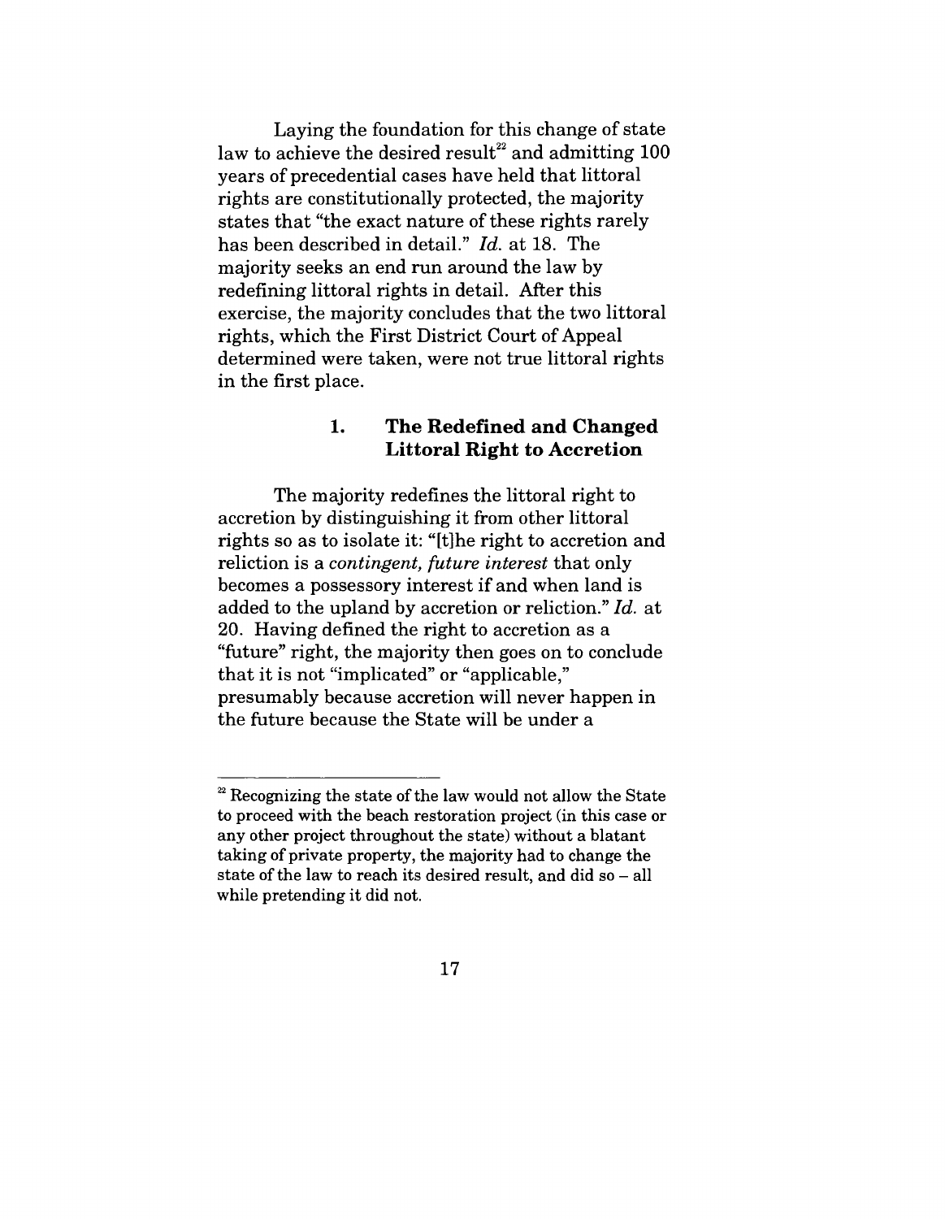Laying the foundation for this change of state law to achieve the desired result[22] and admitting 100 years of precedential cases have held that littoral rights are constitutionally protected, the majority states that "the exact nature of these rights rarely has been described in detail." *Id.* at 18. The majority seeks an end run around the law by redefining littoral rights in detail. After this exercise, the majority concludes that the two littoral rights, which the First District Court of Appeal determined were taken, were not true littoral rights in the first place.

### 1. The Redefined and Changed Littoral Right to Accretion

The majority redefines the littoral right to accretion by distinguishing it from other littoral rights so as to isolate it: "[t]he right to accretion and reliction is a *contingent, future interest* that only becomes a possessory interest if and when land is added to the upland by accretion or reliction." *Id.* at 20. Having defined the right to accretion as a "future" right, the majority then goes on to conclude that it is not "implicated" or "applicable," presumably because accretion will never happen in the future because the State will be under a

---

[22] Recognizing the state of the law would not allow the State to proceed with the beach restoration project (in this case or any other project throughout the state) without a blatant taking of private property, the majority had to change the state of the law to reach its desired result, and did so – all while pretending it did not.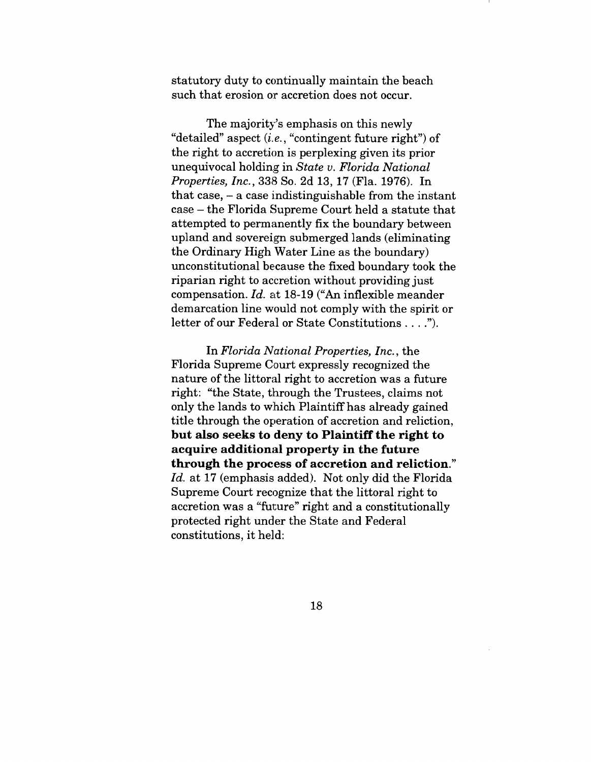statutory duty to continually maintain the beach such that erosion or accretion does not occur.

The majority's emphasis on this newly "detailed" aspect (*i.e.*, "contingent future right") of the right to accretion is perplexing given its prior unequivocal holding in *State v. Florida National Properties, Inc.*, 338 So. 2d 13, 17 (Fla. 1976). In that case, – a case indistinguishable from the instant case – the Florida Supreme Court held a statute that attempted to permanently fix the boundary between upland and sovereign submerged lands (eliminating the Ordinary High Water Line as the boundary) unconstitutional because the fixed boundary took the riparian right to accretion without providing just compensation. *Id.* at 18-19 ("An inflexible meander demarcation line would not comply with the spirit or letter of our Federal or State Constitutions . . . .").

In *Florida National Properties, Inc.*, the Florida Supreme Court expressly recognized the nature of the littoral right to accretion was a future right: "the State, through the Trustees, claims not only the lands to which Plaintiff has already gained title through the operation of accretion and reliction, **but also seeks to deny to Plaintiff the right to acquire additional property in the future through the process of accretion and reliction.**" *Id.* at 17 (emphasis added). Not only did the Florida Supreme Court recognize that the littoral right to accretion was a "future" right and a constitutionally protected right under the State and Federal constitutions, it held: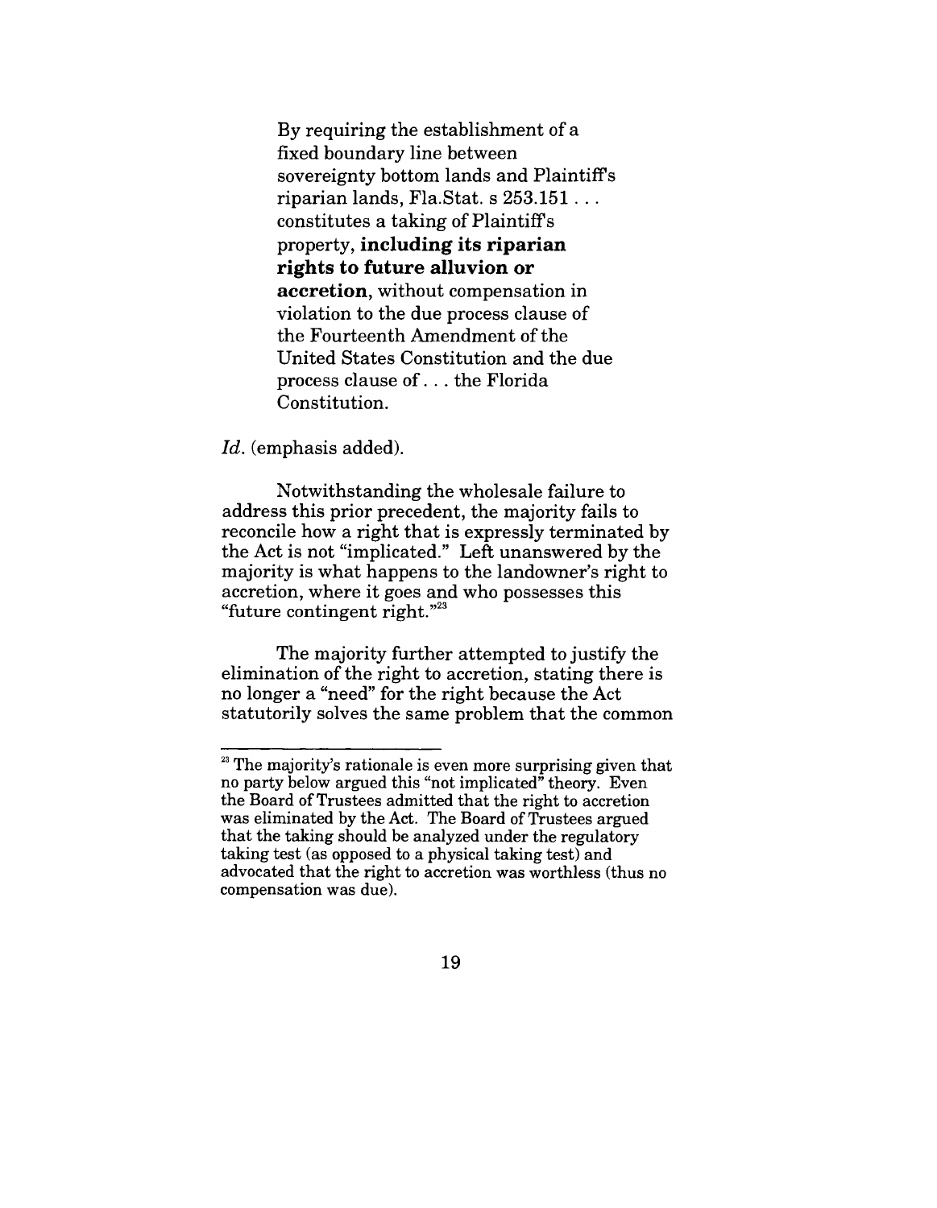> By requiring the establishment of a fixed boundary line between sovereignty bottom lands and Plaintiff's riparian lands, Fla.Stat. s 253.151 . . . constitutes a taking of Plaintiff's property, **including its riparian rights to future alluvion or accretion**, without compensation in violation to the due process clause of the Fourteenth Amendment of the United States Constitution and the due process clause of . . . the Florida Constitution.

*Id.* (emphasis added).

Notwithstanding the wholesale failure to address this prior precedent, the majority fails to reconcile how a right that is expressly terminated by the Act is not "implicated." Left unanswered by the majority is what happens to the landowner's right to accretion, where it goes and who possesses this "future contingent right."[23]

The majority further attempted to justify the elimination of the right to accretion, stating there is no longer a "need" for the right because the Act statutorily solves the same problem that the common

---

[23] The majority's rationale is even more surprising given that no party below argued this "not implicated" theory. Even the Board of Trustees admitted that the right to accretion was eliminated by the Act. The Board of Trustees argued that the taking should be analyzed under the regulatory taking test (as opposed to a physical taking test) and advocated that the right to accretion was worthless (thus no compensation was due).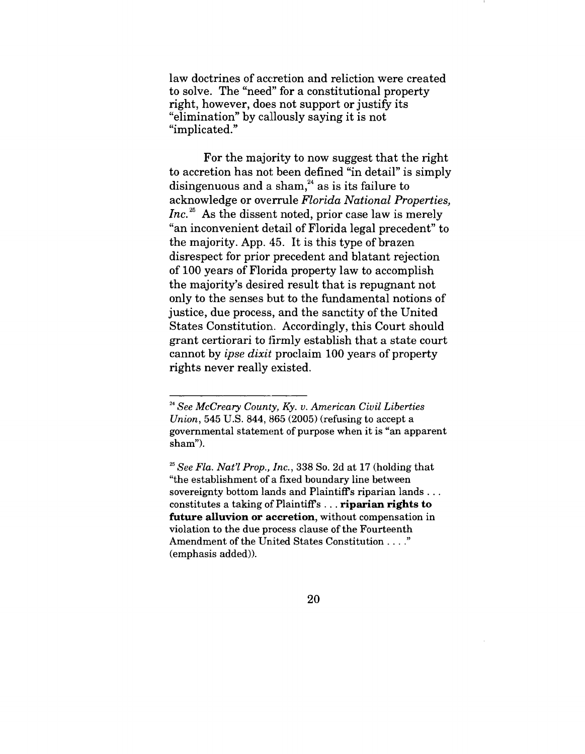law doctrines of accretion and reliction were created to solve. The "need" for a constitutional property right, however, does not support or justify its "elimination" by callously saying it is not "implicated."

For the majority to now suggest that the right to accretion has not been defined "in detail" is simply disingenuous and a sham,[24] as is its failure to acknowledge or overrule *Florida National Properties, Inc.*[25] As the dissent noted, prior case law is merely "an inconvenient detail of Florida legal precedent" to the majority. App. 45. It is this type of brazen disrespect for prior precedent and blatant rejection of 100 years of Florida property law to accomplish the majority's desired result that is repugnant not only to the senses but to the fundamental notions of justice, due process, and the sanctity of the United States Constitution. Accordingly, this Court should grant certiorari to firmly establish that a state court cannot by *ipse dixit* proclaim 100 years of property rights never really existed.

---

[24] *See McCreary County, Ky. v. American Civil Liberties Union*, 545 U.S. 844, 865 (2005) (refusing to accept a governmental statement of purpose when it is "an apparent sham").

[25] *See Fla. Nat'l Prop., Inc.*, 338 So. 2d at 17 (holding that "the establishment of a fixed boundary line between sovereignty bottom lands and Plaintiff's riparian lands . . . constitutes a taking of Plaintiff's . . . **riparian rights to future alluvion or accretion**, without compensation in violation to the due process clause of the Fourteenth Amendment of the United States Constitution . . . ." (emphasis added)).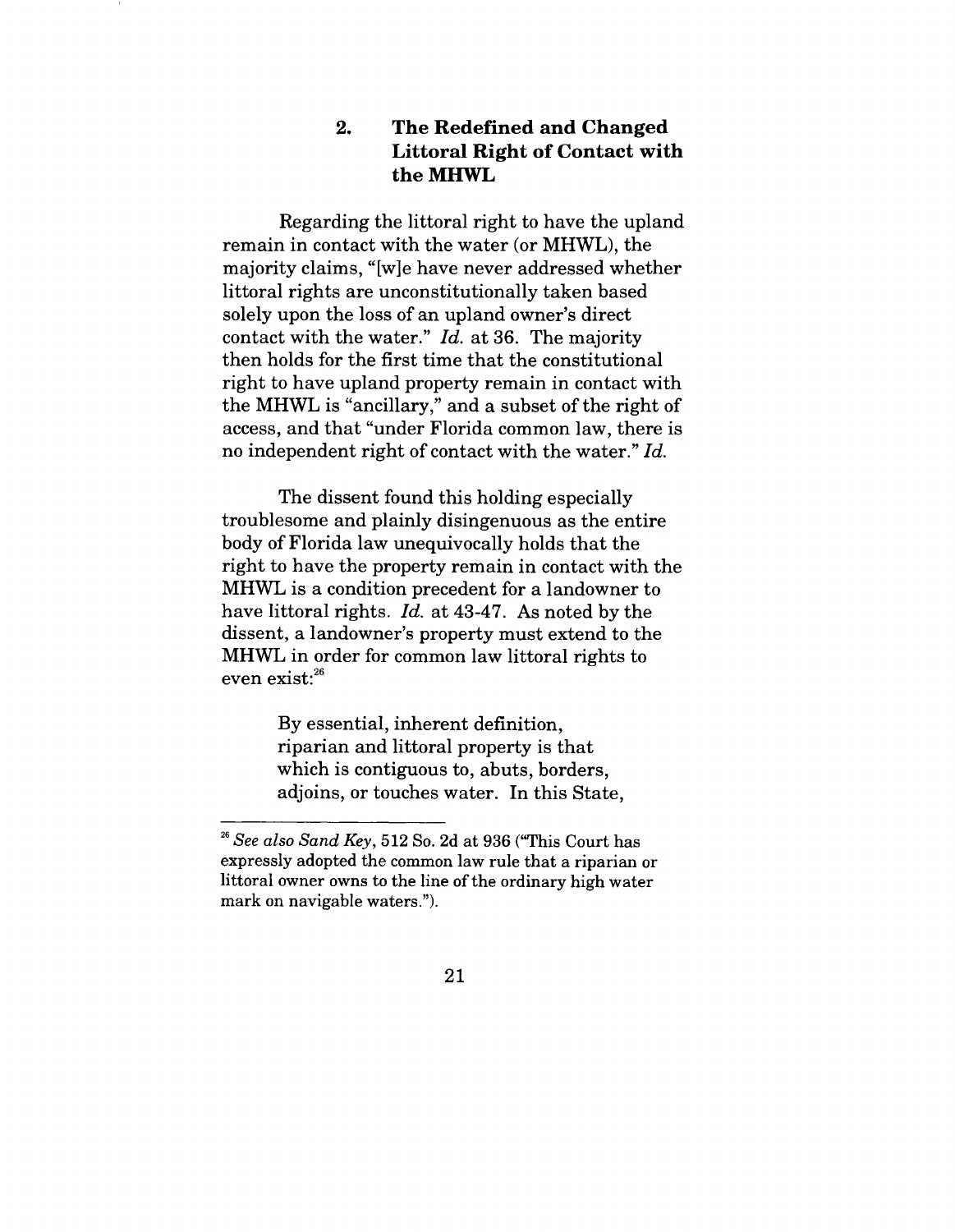### 2. The Redefined and Changed Littoral Right of Contact with the MHWL

Regarding the littoral right to have the upland remain in contact with the water (or MHWL), the majority claims, "[w]e have never addressed whether littoral rights are unconstitutionally taken based solely upon the loss of an upland owner's direct contact with the water." *Id.* at 36. The majority then holds for the first time that the constitutional right to have upland property remain in contact with the MHWL is "ancillary," and a subset of the right of access, and that "under Florida common law, there is no independent right of contact with the water." *Id.*

The dissent found this holding especially troublesome and plainly disingenuous as the entire body of Florida law unequivocally holds that the right to have the property remain in contact with the MHWL is a condition precedent for a landowner to have littoral rights. *Id.* at 43-47. As noted by the dissent, a landowner's property must extend to the MHWL in order for common law littoral rights to even exist:[26]

> By essential, inherent definition, riparian and littoral property is that which is contiguous to, abuts, borders, adjoins, or touches water. In this State,

---

[26] *See also Sand Key*, 512 So. 2d at 936 ("This Court has expressly adopted the common law rule that a riparian or littoral owner owns to the line of the ordinary high water mark on navigable waters.").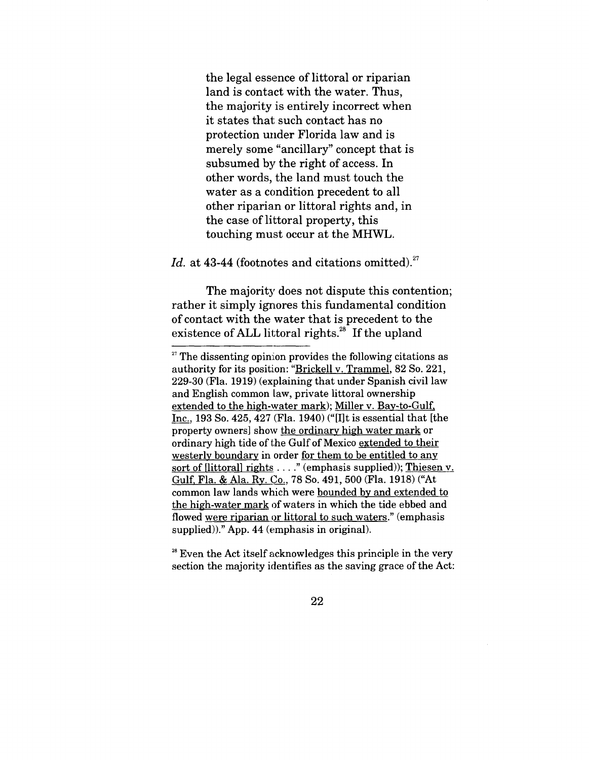> the legal essence of littoral or riparian land is contact with the water. Thus, the majority is entirely incorrect when it states that such contact has no protection under Florida law and is merely some "ancillary" concept that is subsumed by the right of access. In other words, the land must touch the water as a condition precedent to all other riparian or littoral rights and, in the case of littoral property, this touching must occur at the MHWL.

*Id.* at 43-44 (footnotes and citations omitted).[27]

The majority does not dispute this contention; rather it simply ignores this fundamental condition of contact with the water that is precedent to the existence of ALL littoral rights.[28] If the upland

---

[27] The dissenting opinion provides the following citations as authority for its position: "Brickell v. Trammel, 82 So. 221, 229-30 (Fla. 1919) (explaining that under Spanish civil law and English common law, private littoral ownership extended to the high-water mark); Miller v. Bay-to-Gulf, Inc., 193 So. 425, 427 (Fla. 1940) ("[I]t is essential that [the property owners] show the ordinary high water mark or ordinary high tide of the Gulf of Mexico extended to their westerly boundary in order for them to be entitled to any sort of [littoral] rights . . . ." (emphasis supplied)); Thiesen v. Gulf, Fla. & Ala. Ry. Co., 78 So. 491, 500 (Fla. 1918) ("At common law lands which were bounded by and extended to the high-water mark of waters in which the tide ebbed and flowed were riparian or littoral to such waters." (emphasis supplied))." App. 44 (emphasis in original).

[28] Even the Act itself acknowledges this principle in the very section the majority identifies as the saving grace of the Act: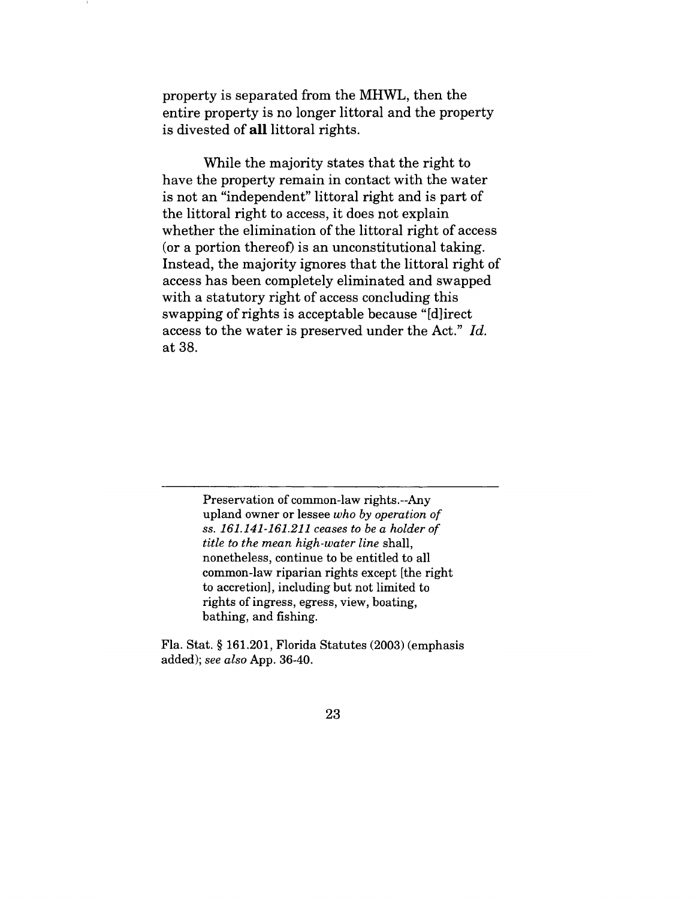property is separated from the MHWL, then the entire property is no longer littoral and the property is divested of **all** littoral rights.

While the majority states that the right to have the property remain in contact with the water is not an "independent" littoral right and is part of the littoral right to access, it does not explain whether the elimination of the littoral right of access (or a portion thereof) is an unconstitutional taking. Instead, the majority ignores that the littoral right of access has been completely eliminated and swapped with a statutory right of access concluding this swapping of rights is acceptable because "[d]irect access to the water is preserved under the Act." *Id.* at 38.

---

> Preservation of common-law rights.--Any upland owner or lessee *who by operation of ss. 161.141-161.211 ceases to be a holder of title to the mean high-water line* shall, nonetheless, continue to be entitled to all common-law riparian rights except [the right to accretion], including but not limited to rights of ingress, egress, view, boating, bathing, and fishing.

Fla. Stat. § 161.201, Florida Statutes (2003) (emphasis added); *see also* App. 36-40.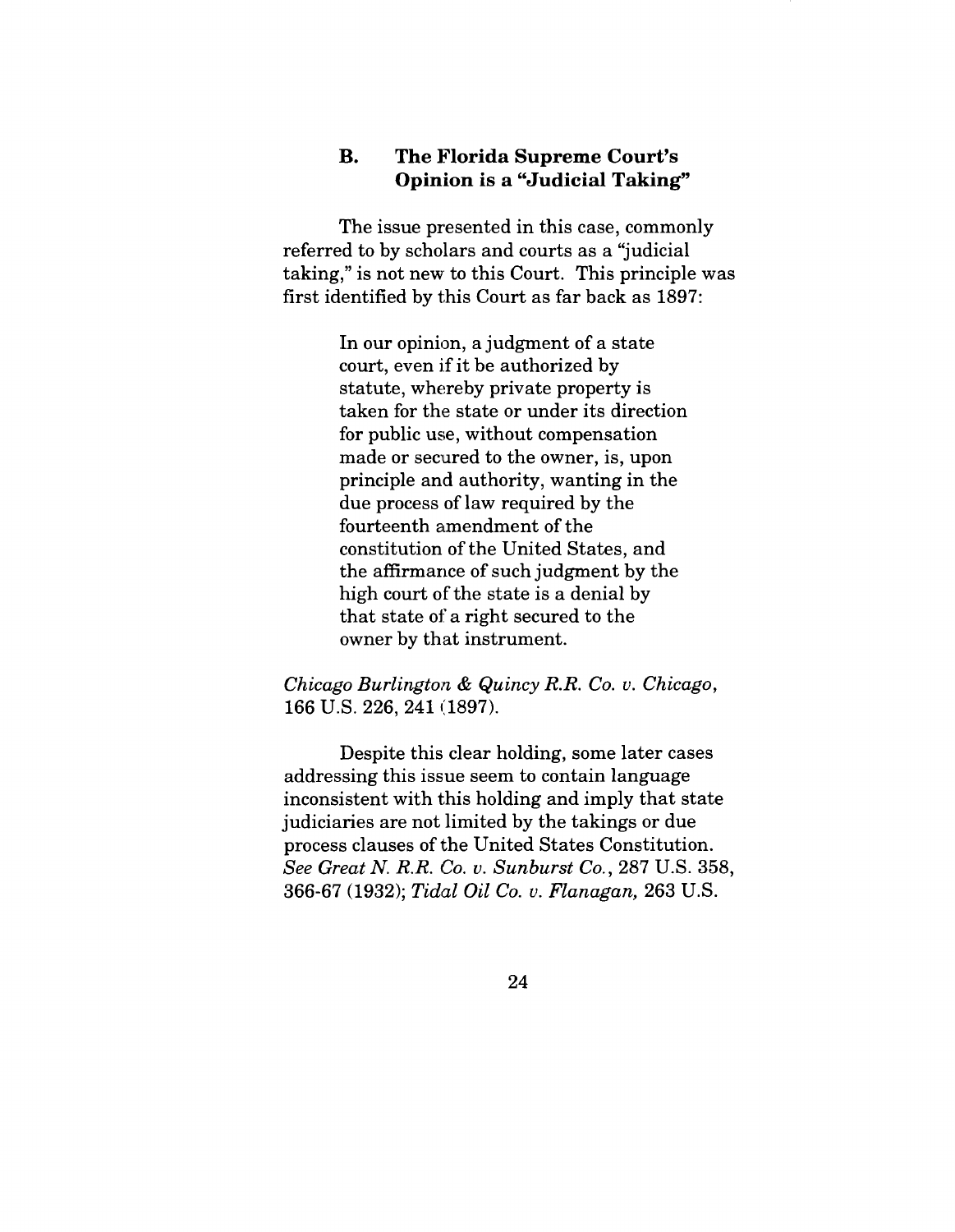### B. The Florida Supreme Court's Opinion is a "Judicial Taking"

The issue presented in this case, commonly referred to by scholars and courts as a "judicial taking," is not new to this Court. This principle was first identified by this Court as far back as 1897:

> In our opinion, a judgment of a state court, even if it be authorized by statute, whereby private property is taken for the state or under its direction for public use, without compensation made or secured to the owner, is, upon principle and authority, wanting in the due process of law required by the fourteenth amendment of the constitution of the United States, and the affirmance of such judgment by the high court of the state is a denial by that state of a right secured to the owner by that instrument.

*Chicago Burlington & Quincy R.R. Co. v. Chicago*, 166 U.S. 226, 241 (1897).

Despite this clear holding, some later cases addressing this issue seem to contain language inconsistent with this holding and imply that state judiciaries are not limited by the takings or due process clauses of the United States Constitution. *See Great N. R.R. Co. v. Sunburst Co.*, 287 U.S. 358, 366-67 (1932); *Tidal Oil Co. v. Flanagan,* 263 U.S.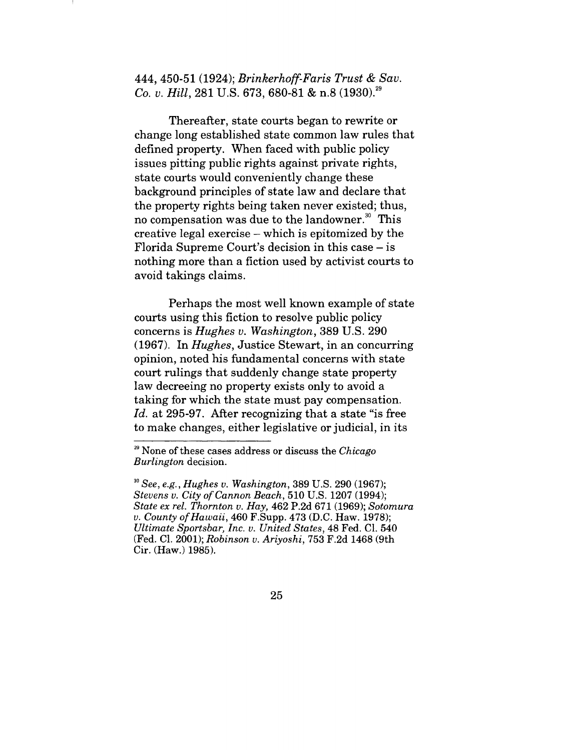444, 450-51 (1924); *Brinkerhoff-Faris Trust & Sav. Co. v. Hill*, 281 U.S. 673, 680-81 & n.8 (1930).[29]

Thereafter, state courts began to rewrite or change long established state common law rules that defined property. When faced with public policy issues pitting public rights against private rights, state courts would conveniently change these background principles of state law and declare that the property rights being taken never existed; thus, no compensation was due to the landowner.[30] This creative legal exercise – which is epitomized by the Florida Supreme Court's decision in this case – is nothing more than a fiction used by activist courts to avoid takings claims.

Perhaps the most well known example of state courts using this fiction to resolve public policy concerns is *Hughes v. Washington*, 389 U.S. 290 (1967). In *Hughes*, Justice Stewart, in an concurring opinion, noted his fundamental concerns with state court rulings that suddenly change state property law decreeing no property exists only to avoid a taking for which the state must pay compensation. *Id.* at 295-97. After recognizing that a state "is free to make changes, either legislative or judicial, in its

---

[29] None of these cases address or discuss the *Chicago Burlington* decision.

[30] *See, e.g.*, *Hughes v. Washington*, 389 U.S. 290 (1967); *Stevens v. City of Cannon Beach*, 510 U.S. 1207 (1994); *State ex rel. Thornton v. Hay*, 462 P.2d 671 (1969); *Sotomura v. County of Hawaii*, 460 F.Supp. 473 (D.C. Haw. 1978); *Ultimate Sportsbar, Inc. v. United States*, 48 Fed. Cl. 540 (Fed. Cl. 2001); *Robinson v. Ariyoshi*, 753 F.2d 1468 (9th Cir. (Haw.) 1985).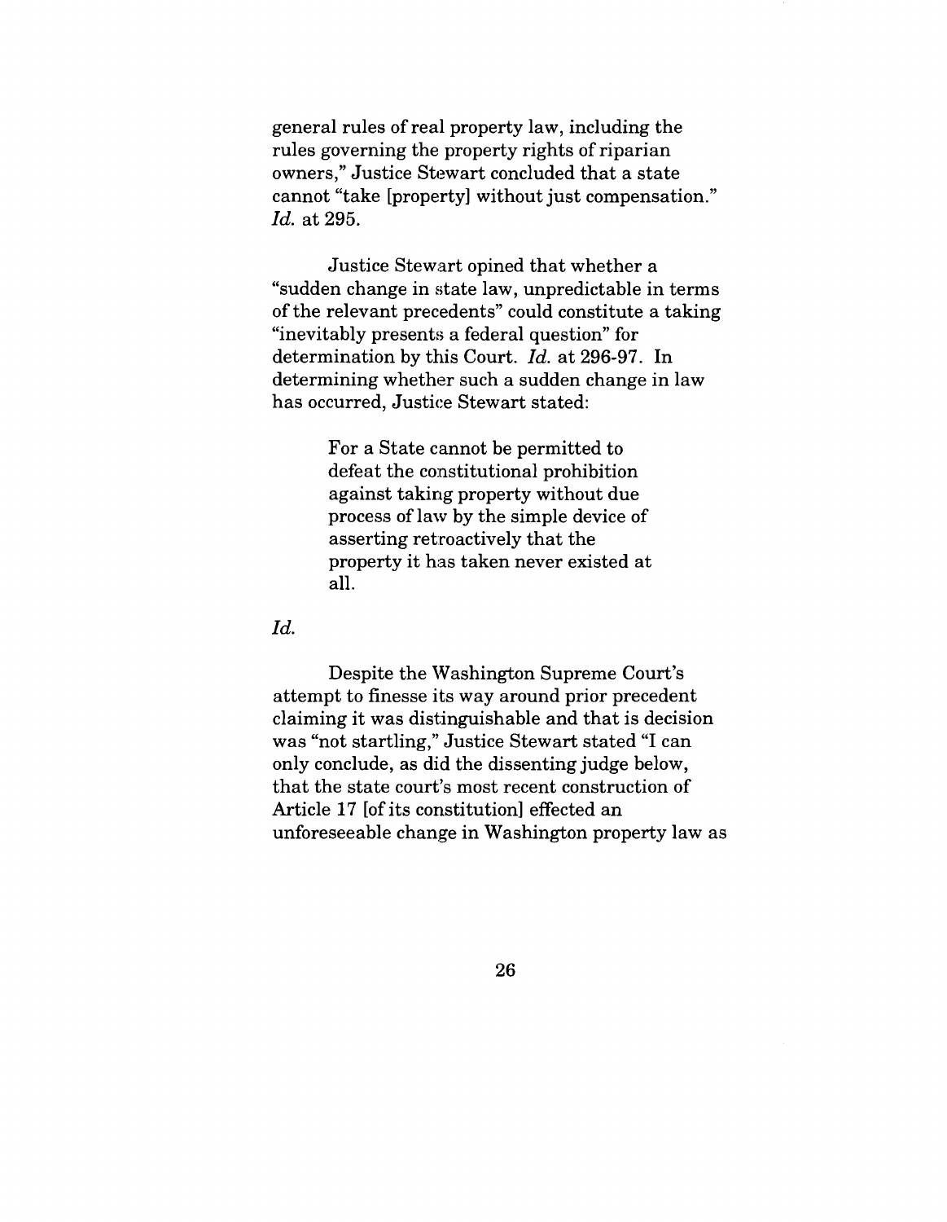general rules of real property law, including the rules governing the property rights of riparian owners," Justice Stewart concluded that a state cannot "take [property] without just compensation." *Id.* at 295.

Justice Stewart opined that whether a "sudden change in state law, unpredictable in terms of the relevant precedents" could constitute a taking "inevitably presents a federal question" for determination by this Court. *Id.* at 296-97. In determining whether such a sudden change in law has occurred, Justice Stewart stated:

> For a State cannot be permitted to defeat the constitutional prohibition against taking property without due process of law by the simple device of asserting retroactively that the property it has taken never existed at all.

*Id.*

Despite the Washington Supreme Court's attempt to finesse its way around prior precedent claiming it was distinguishable and that is decision was "not startling," Justice Stewart stated "I can only conclude, as did the dissenting judge below, that the state court's most recent construction of Article 17 [of its constitution] effected an unforeseeable change in Washington property law as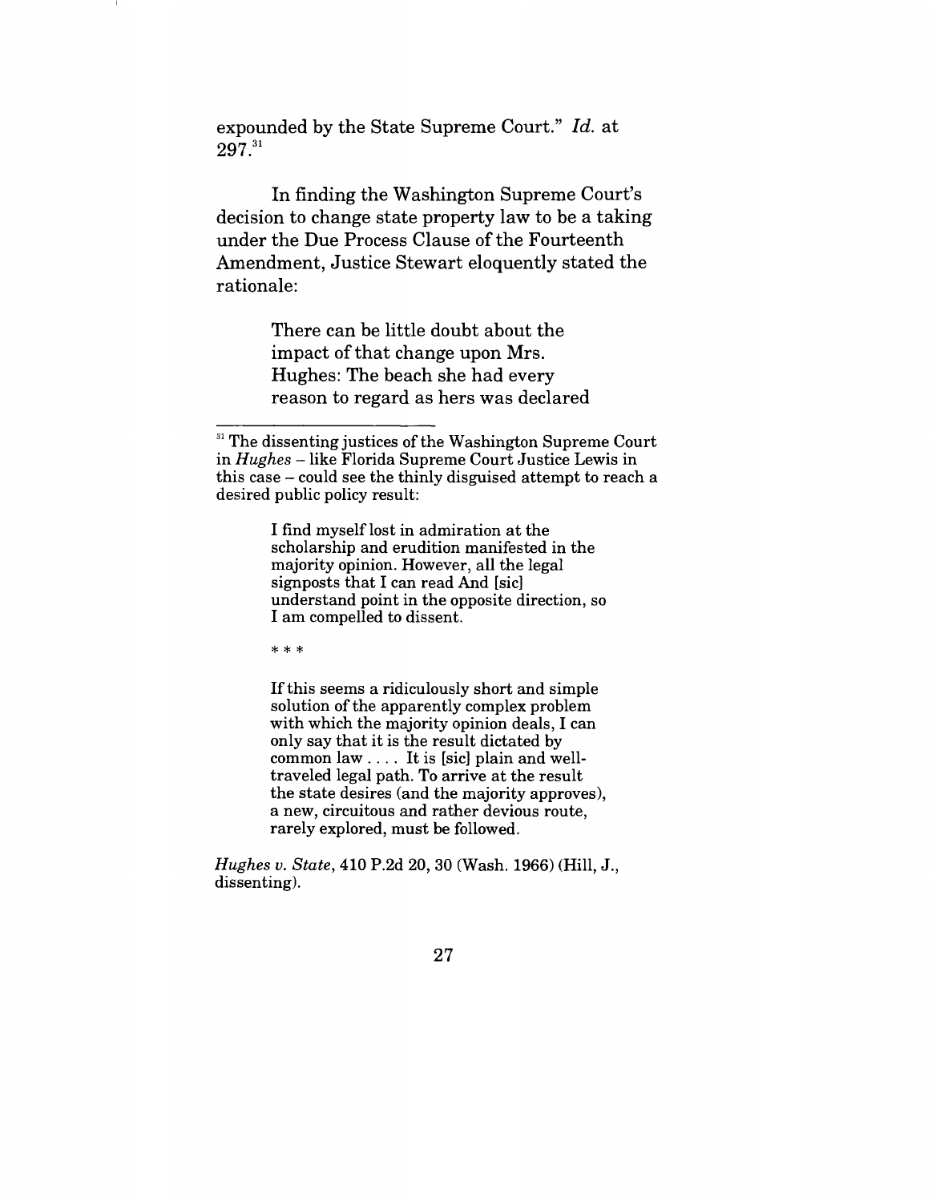expounded by the State Supreme Court." *Id.* at 297.[31]

In finding the Washington Supreme Court's decision to change state property law to be a taking under the Due Process Clause of the Fourteenth Amendment, Justice Stewart eloquently stated the rationale:

> There can be little doubt about the impact of that change upon Mrs. Hughes: The beach she had every reason to regard as hers was declared

---

[31] The dissenting justices of the Washington Supreme Court in *Hughes* – like Florida Supreme Court Justice Lewis in this case – could see the thinly disguised attempt to reach a desired public policy result:

> I find myself lost in admiration at the scholarship and erudition manifested in the majority opinion. However, all the legal signposts that I can read And [sic] understand point in the opposite direction, so I am compelled to dissent.
>
> \* \* \*
>
> If this seems a ridiculously short and simple solution of the apparently complex problem with which the majority opinion deals, I can only say that it is the result dictated by common law . . . . It is [sic] plain and well-traveled legal path. To arrive at the result the state desires (and the majority approves), a new, circuitous and rather devious route, rarely explored, must be followed.

*Hughes v. State*, 410 P.2d 20, 30 (Wash. 1966) (Hill, J., dissenting).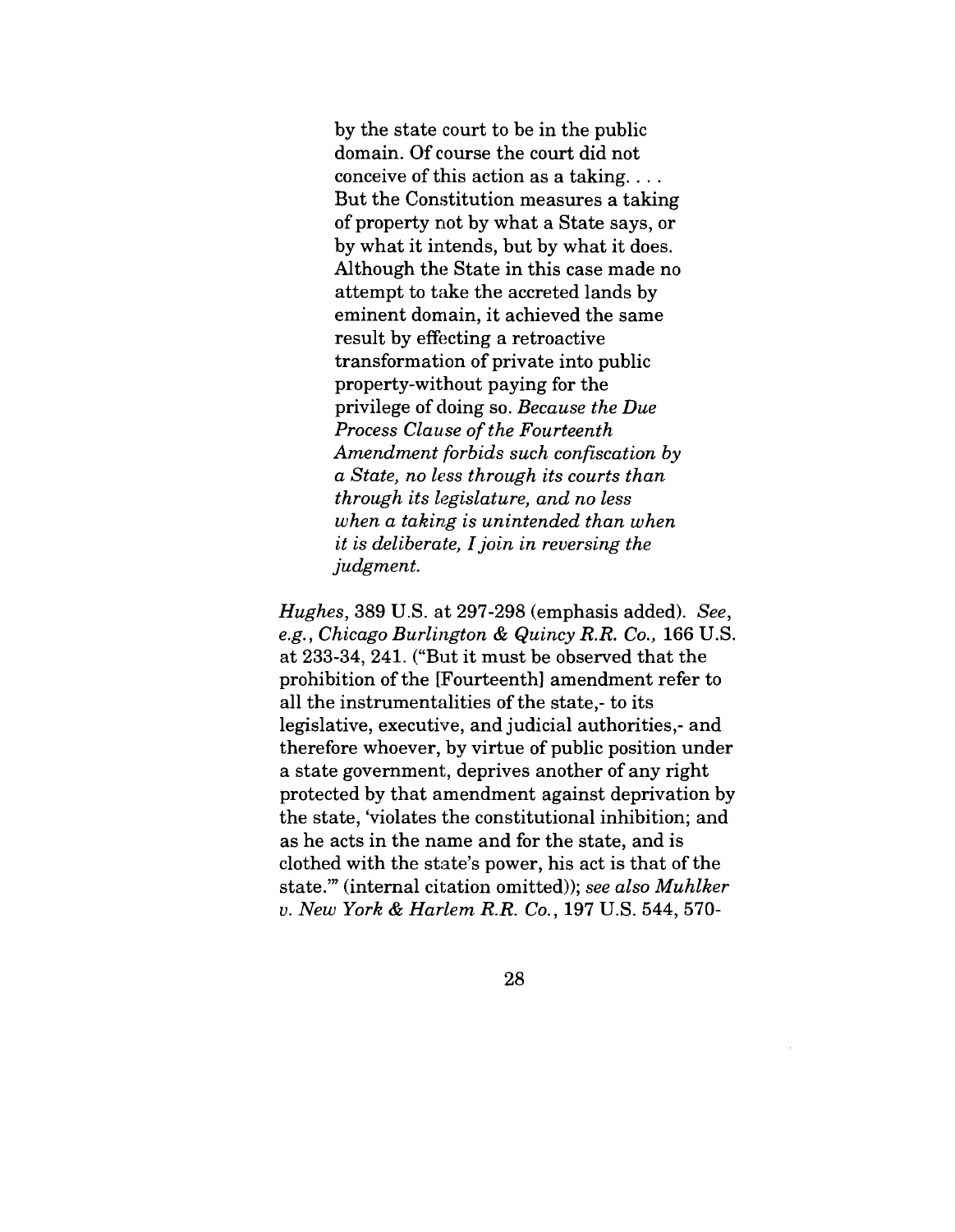> by the state court to be in the public domain. Of course the court did not conceive of this action as a taking. . . . But the Constitution measures a taking of property not by what a State says, or by what it intends, but by what it does. Although the State in this case made no attempt to take the accreted lands by eminent domain, it achieved the same result by effecting a retroactive transformation of private into public property-without paying for the privilege of doing so. *Because the Due Process Clause of the Fourteenth Amendment forbids such confiscation by a State, no less through its courts than through its legislature, and no less when a taking is unintended than when it is deliberate, I join in reversing the judgment.*

*Hughes*, 389 U.S. at 297-298 (emphasis added). *See, e.g., Chicago Burlington & Quincy R.R. Co.,* 166 U.S. at 233-34, 241. ("But it must be observed that the prohibition of the [Fourteenth] amendment refer to all the instrumentalities of the state,- to its legislative, executive, and judicial authorities,- and therefore whoever, by virtue of public position under a state government, deprives another of any right protected by that amendment against deprivation by the state, 'violates the constitutional inhibition; and as he acts in the name and for the state, and is clothed with the state's power, his act is that of the state.'" (internal citation omitted)); *see also Muhlker v. New York & Harlem R.R. Co.*, 197 U.S. 544, 570-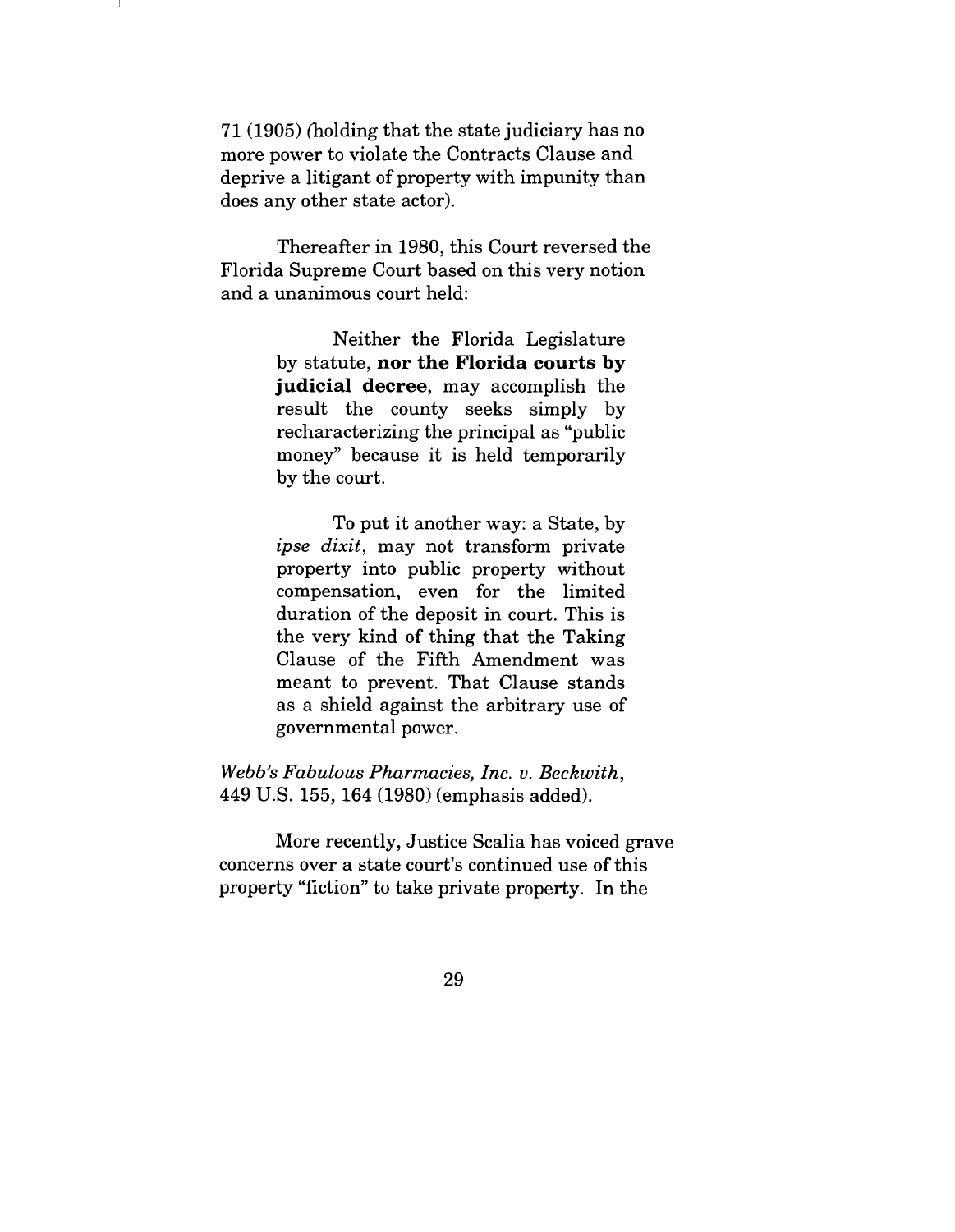71 (1905) (holding that the state judiciary has no more power to violate the Contracts Clause and deprive a litigant of property with impunity than does any other state actor).

Thereafter in 1980, this Court reversed the Florida Supreme Court based on this very notion and a unanimous court held:

> Neither the Florida Legislature by statute, **nor the Florida courts by judicial decree**, may accomplish the result the county seeks simply by recharacterizing the principal as "public money" because it is held temporarily by the court.
>
> To put it another way: a State, by *ipse dixit*, may not transform private property into public property without compensation, even for the limited duration of the deposit in court. This is the very kind of thing that the Taking Clause of the Fifth Amendment was meant to prevent. That Clause stands as a shield against the arbitrary use of governmental power.

*Webb's Fabulous Pharmacies, Inc. v. Beckwith*, 449 U.S. 155, 164 (1980) (emphasis added).

More recently, Justice Scalia has voiced grave concerns over a state court's continued use of this property "fiction" to take private property. In the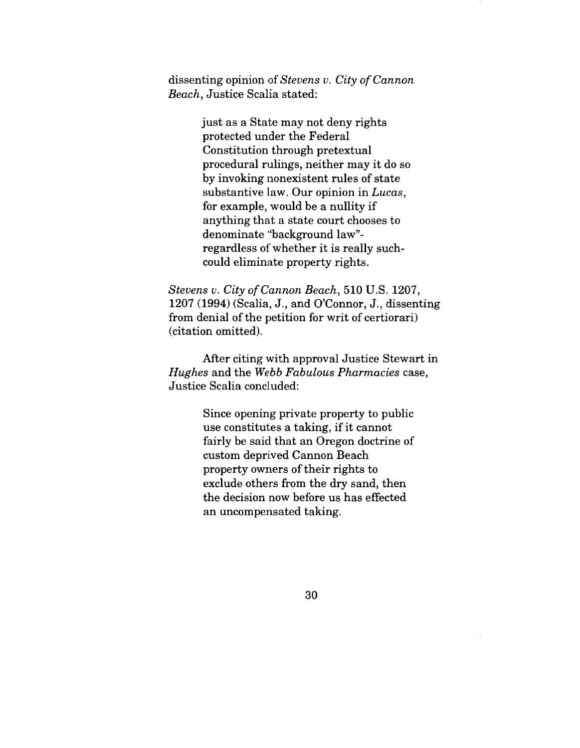dissenting opinion of *Stevens v. City of Cannon Beach*, Justice Scalia stated:

> just as a State may not deny rights protected under the Federal Constitution through pretextual procedural rulings, neither may it do so by invoking nonexistent rules of state substantive law. Our opinion in *Lucas*, for example, would be a nullity if anything that a state court chooses to denominate "background law"- regardless of whether it is really such- could eliminate property rights.

*Stevens v. City of Cannon Beach*, 510 U.S. 1207, 1207 (1994) (Scalia, J., and O'Connor, J., dissenting from denial of the petition for writ of certiorari) (citation omitted).

After citing with approval Justice Stewart in *Hughes* and the *Webb Fabulous Pharmacies* case, Justice Scalia concluded:

> Since opening private property to public use constitutes a taking, if it cannot fairly be said that an Oregon doctrine of custom deprived Cannon Beach property owners of their rights to exclude others from the dry sand, then the decision now before us has effected an uncompensated taking.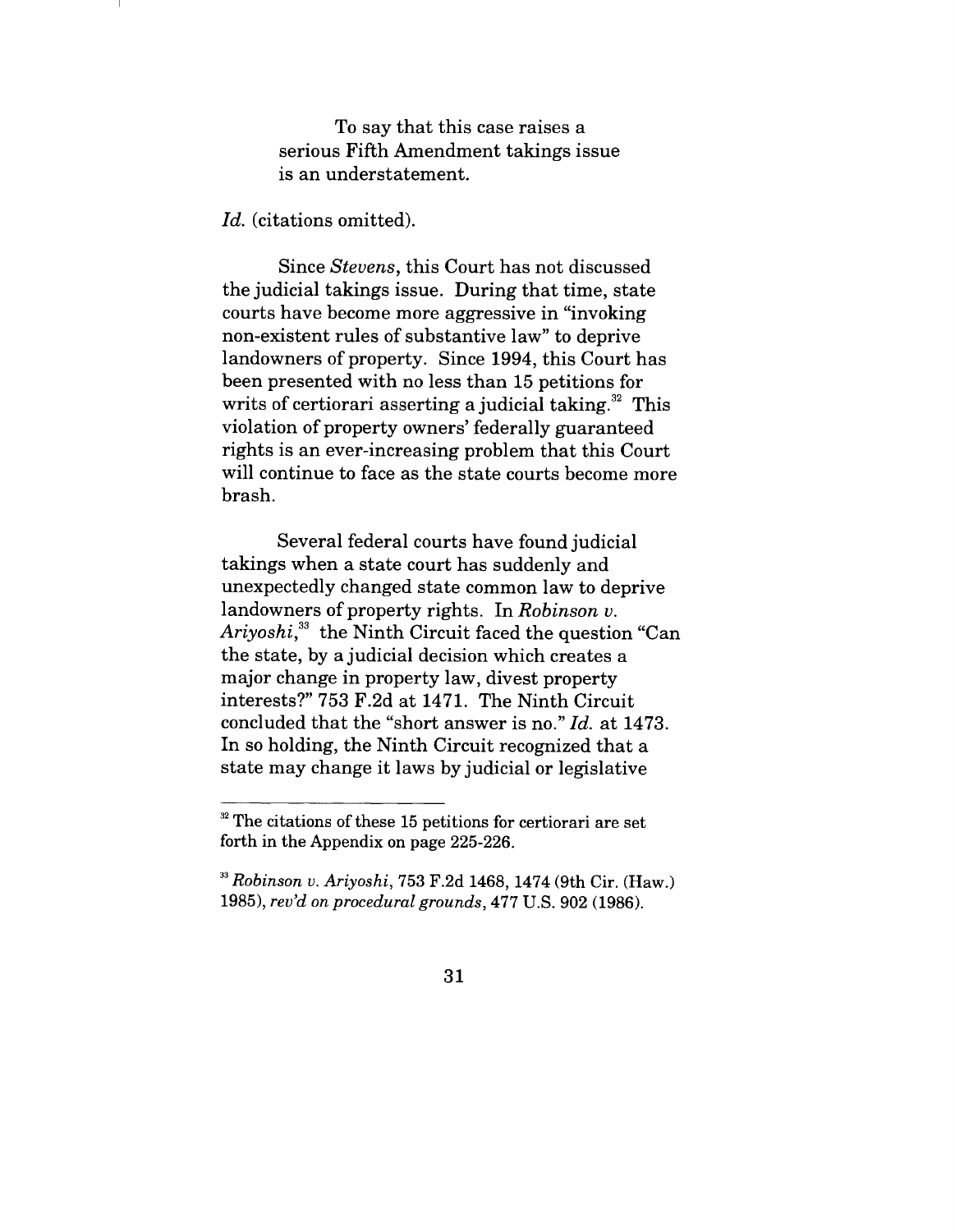> To say that this case raises a serious Fifth Amendment takings issue is an understatement.

*Id.* (citations omitted).

Since *Stevens*, this Court has not discussed the judicial takings issue. During that time, state courts have become more aggressive in "invoking non-existent rules of substantive law" to deprive landowners of property. Since 1994, this Court has been presented with no less than 15 petitions for writs of certiorari asserting a judicial taking.[32] This violation of property owners' federally guaranteed rights is an ever-increasing problem that this Court will continue to face as the state courts become more brash.

Several federal courts have found judicial takings when a state court has suddenly and unexpectedly changed state common law to deprive landowners of property rights. In *Robinson v. Ariyoshi*,[33] the Ninth Circuit faced the question "Can the state, by a judicial decision which creates a major change in property law, divest property interests?" 753 F.2d at 1471. The Ninth Circuit concluded that the "short answer is no." *Id.* at 1473. In so holding, the Ninth Circuit recognized that a state may change it laws by judicial or legislative

---

[32] The citations of these 15 petitions for certiorari are set forth in the Appendix on page 225-226.

[33] *Robinson v. Ariyoshi*, 753 F.2d 1468, 1474 (9th Cir. (Haw.) 1985), *rev'd on procedural grounds*, 477 U.S. 902 (1986).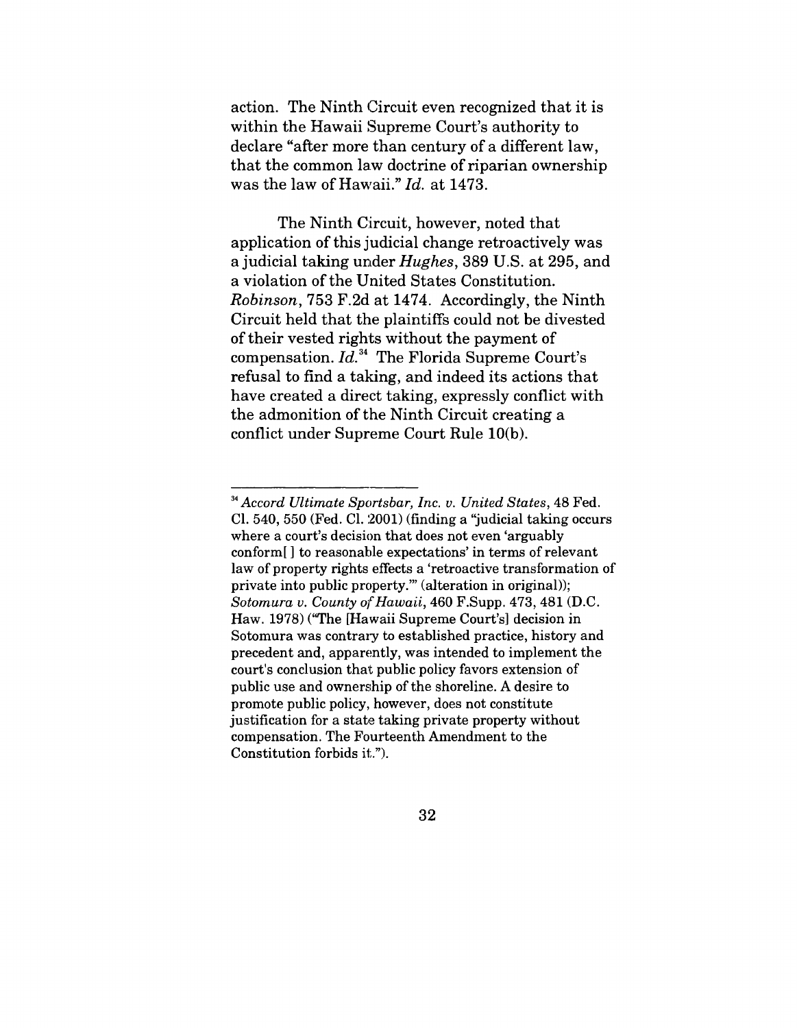action. The Ninth Circuit even recognized that it is within the Hawaii Supreme Court's authority to declare "after more than century of a different law, that the common law doctrine of riparian ownership was the law of Hawaii." *Id.* at 1473.

The Ninth Circuit, however, noted that application of this judicial change retroactively was a judicial taking under *Hughes*, 389 U.S. at 295, and a violation of the United States Constitution. *Robinson*, 753 F.2d at 1474. Accordingly, the Ninth Circuit held that the plaintiffs could not be divested of their vested rights without the payment of compensation. *Id.*[34] The Florida Supreme Court's refusal to find a taking, and indeed its actions that have created a direct taking, expressly conflict with the admonition of the Ninth Circuit creating a conflict under Supreme Court Rule 10(b).

---

[34] *Accord Ultimate Sportsbar, Inc. v. United States*, 48 Fed. Cl. 540, 550 (Fed. Cl. 2001) (finding a "judicial taking occurs where a court's decision that does not even 'arguably conform[ ] to reasonable expectations' in terms of relevant law of property rights effects a 'retroactive transformation of private into public property.'" (alteration in original)); *Sotomura v. County of Hawaii*, 460 F.Supp. 473, 481 (D.C. Haw. 1978) ("The [Hawaii Supreme Court's] decision in Sotomura was contrary to established practice, history and precedent and, apparently, was intended to implement the court's conclusion that public policy favors extension of public use and ownership of the shoreline. A desire to promote public policy, however, does not constitute justification for a state taking private property without compensation. The Fourteenth Amendment to the Constitution forbids it.").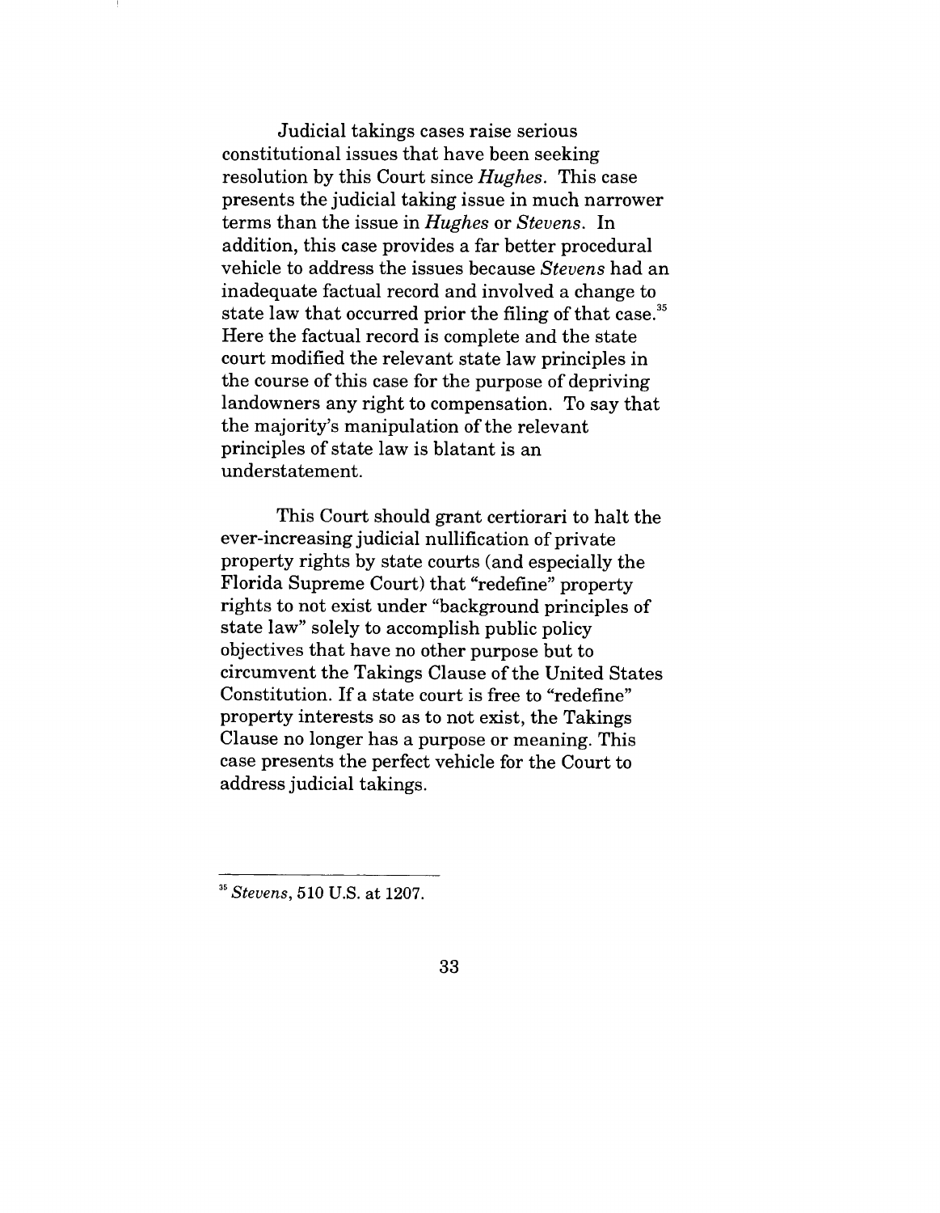Judicial takings cases raise serious constitutional issues that have been seeking resolution by this Court since *Hughes*. This case presents the judicial taking issue in much narrower terms than the issue in *Hughes* or *Stevens*. In addition, this case provides a far better procedural vehicle to address the issues because *Stevens* had an inadequate factual record and involved a change to state law that occurred prior the filing of that case.[35] Here the factual record is complete and the state court modified the relevant state law principles in the course of this case for the purpose of depriving landowners any right to compensation. To say that the majority's manipulation of the relevant principles of state law is blatant is an understatement.

This Court should grant certiorari to halt the ever-increasing judicial nullification of private property rights by state courts (and especially the Florida Supreme Court) that "redefine" property rights to not exist under "background principles of state law" solely to accomplish public policy objectives that have no other purpose but to circumvent the Takings Clause of the United States Constitution. If a state court is free to "redefine" property interests so as to not exist, the Takings Clause no longer has a purpose or meaning. This case presents the perfect vehicle for the Court to address judicial takings.

---

[35] *Stevens*, 510 U.S. at 1207.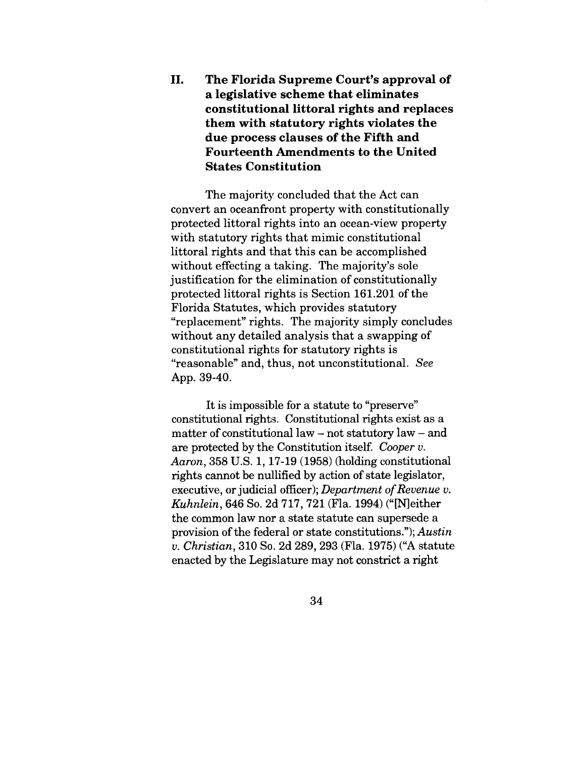## II. The Florida Supreme Court's approval of a legislative scheme that eliminates constitutional littoral rights and replaces them with statutory rights violates the due process clauses of the Fifth and Fourteenth Amendments to the United States Constitution

The majority concluded that the Act can convert an oceanfront property with constitutionally protected littoral rights into an ocean-view property with statutory rights that mimic constitutional littoral rights and that this can be accomplished without effecting a taking. The majority's sole justification for the elimination of constitutionally protected littoral rights is Section 161.201 of the Florida Statutes, which provides statutory "replacement" rights. The majority simply concludes without any detailed analysis that a swapping of constitutional rights for statutory rights is "reasonable" and, thus, not unconstitutional. *See* App. 39-40.

It is impossible for a statute to "preserve" constitutional rights. Constitutional rights exist as a matter of constitutional law – not statutory law – and are protected by the Constitution itself. *Cooper v. Aaron*, 358 U.S. 1, 17-19 (1958) (holding constitutional rights cannot be nullified by action of state legislator, executive, or judicial officer); *Department of Revenue v. Kuhnlein*, 646 So. 2d 717, 721 (Fla. 1994) ("[N]either the common law nor a state statute can supersede a provision of the federal or state constitutions."); *Austin v. Christian*, 310 So. 2d 289, 293 (Fla. 1975) ("A statute enacted by the Legislature may not constrict a right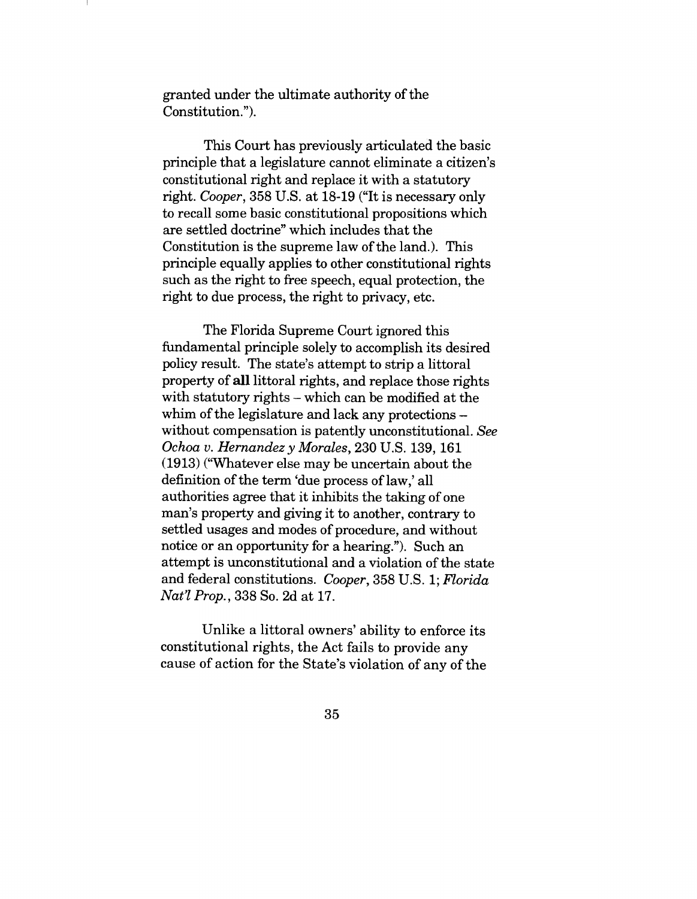granted under the ultimate authority of the Constitution.").

This Court has previously articulated the basic principle that a legislature cannot eliminate a citizen's constitutional right and replace it with a statutory right. *Cooper*, 358 U.S. at 18-19 ("It is necessary only to recall some basic constitutional propositions which are settled doctrine" which includes that the Constitution is the supreme law of the land.). This principle equally applies to other constitutional rights such as the right to free speech, equal protection, the right to due process, the right to privacy, etc.

The Florida Supreme Court ignored this fundamental principle solely to accomplish its desired policy result. The state's attempt to strip a littoral property of **all** littoral rights, and replace those rights with statutory rights – which can be modified at the whim of the legislature and lack any protections – without compensation is patently unconstitutional. *See Ochoa v. Hernandez y Morales*, 230 U.S. 139, 161 (1913) ("Whatever else may be uncertain about the definition of the term 'due process of law,' all authorities agree that it inhibits the taking of one man's property and giving it to another, contrary to settled usages and modes of procedure, and without notice or an opportunity for a hearing."). Such an attempt is unconstitutional and a violation of the state and federal constitutions. *Cooper*, 358 U.S. 1; *Florida Nat'l Prop.*, 338 So. 2d at 17.

Unlike a littoral owners' ability to enforce its constitutional rights, the Act fails to provide any cause of action for the State's violation of any of the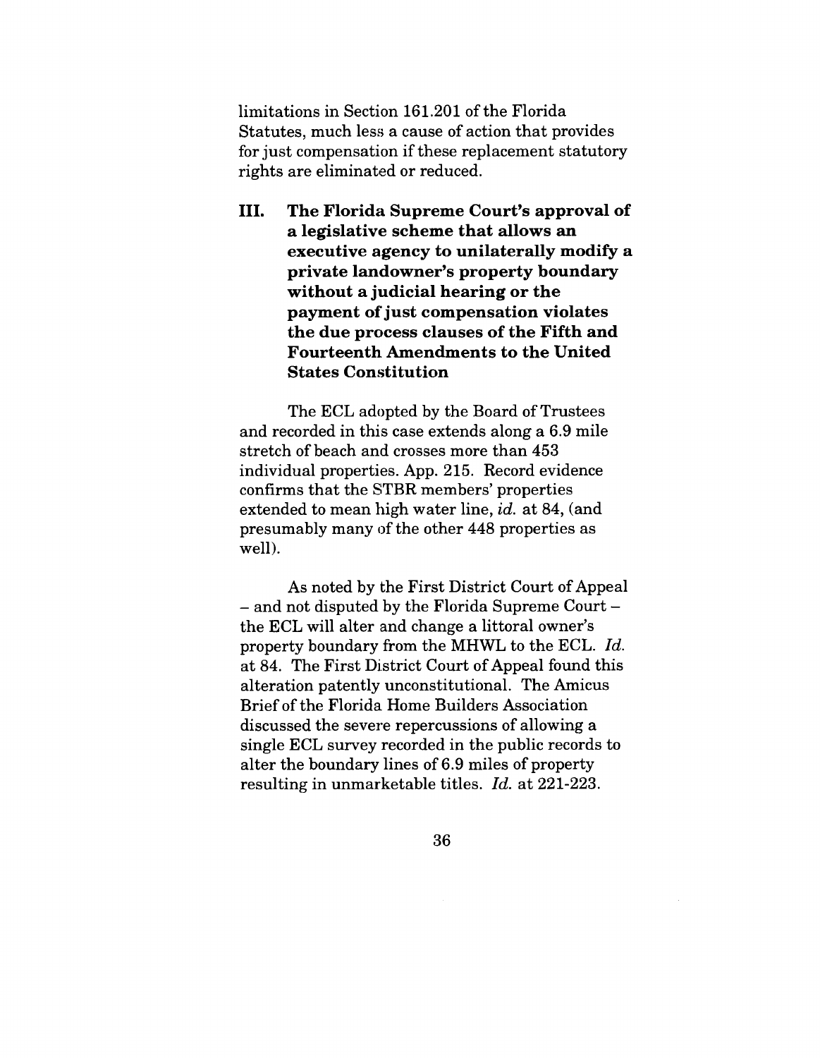limitations in Section 161.201 of the Florida Statutes, much less a cause of action that provides for just compensation if these replacement statutory rights are eliminated or reduced.

## III. The Florida Supreme Court's approval of a legislative scheme that allows an executive agency to unilaterally modify a private landowner's property boundary without a judicial hearing or the payment of just compensation violates the due process clauses of the Fifth and Fourteenth Amendments to the United States Constitution

The ECL adopted by the Board of Trustees and recorded in this case extends along a 6.9 mile stretch of beach and crosses more than 453 individual properties. App. 215. Record evidence confirms that the STBR members' properties extended to mean high water line, *id.* at 84, (and presumably many of the other 448 properties as well).

As noted by the First District Court of Appeal – and not disputed by the Florida Supreme Court – the ECL will alter and change a littoral owner's property boundary from the MHWL to the ECL. *Id.* at 84. The First District Court of Appeal found this alteration patently unconstitutional. The Amicus Brief of the Florida Home Builders Association discussed the severe repercussions of allowing a single ECL survey recorded in the public records to alter the boundary lines of 6.9 miles of property resulting in unmarketable titles. *Id.* at 221-223.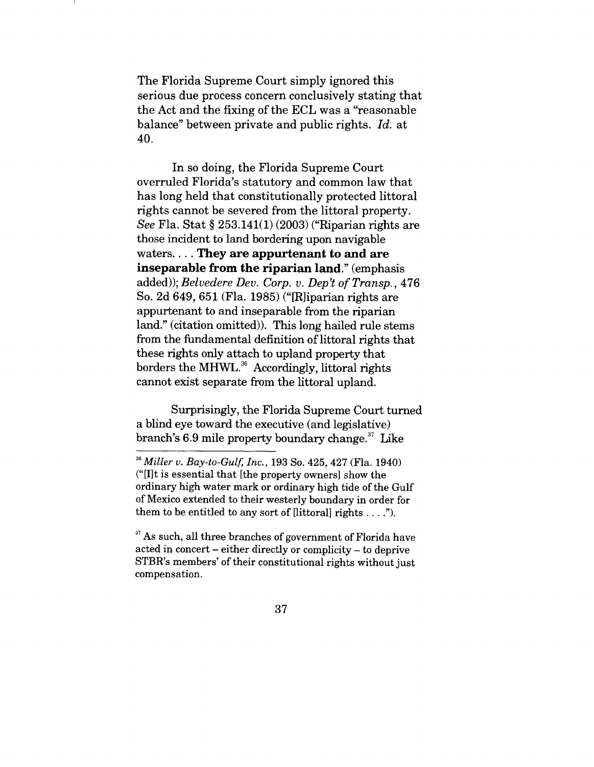The Florida Supreme Court simply ignored this serious due process concern conclusively stating that the Act and the fixing of the ECL was a "reasonable balance" between private and public rights. *Id.* at 40.

In so doing, the Florida Supreme Court overruled Florida's statutory and common law that has long held that constitutionally protected littoral rights cannot be severed from the littoral property. *See* Fla. Stat § 253.141(1) (2003) ("Riparian rights are those incident to land bordering upon navigable waters. . . . **They are appurtenant to and are inseparable from the riparian land.**" (emphasis added)); *Belvedere Dev. Corp. v. Dep't of Transp.*, 476 So. 2d 649, 651 (Fla. 1985) ("[R]iparian rights are appurtenant to and inseparable from the riparian land." (citation omitted)). This long hailed rule stems from the fundamental definition of littoral rights that these rights only attach to upland property that borders the MHWL.[36] Accordingly, littoral rights cannot exist separate from the littoral upland.

Surprisingly, the Florida Supreme Court turned a blind eye toward the executive (and legislative) branch's 6.9 mile property boundary change.[37] Like

---

[36] *Miller v. Bay-to-Gulf, Inc.*, 193 So. 425, 427 (Fla. 1940) ("[I]t is essential that [the property owners] show the ordinary high water mark or ordinary high tide of the Gulf of Mexico extended to their westerly boundary in order for them to be entitled to any sort of [littoral] rights . . . .").

[37] As such, all three branches of government of Florida have acted in concert – either directly or complicity – to deprive STBR's members' of their constitutional rights without just compensation.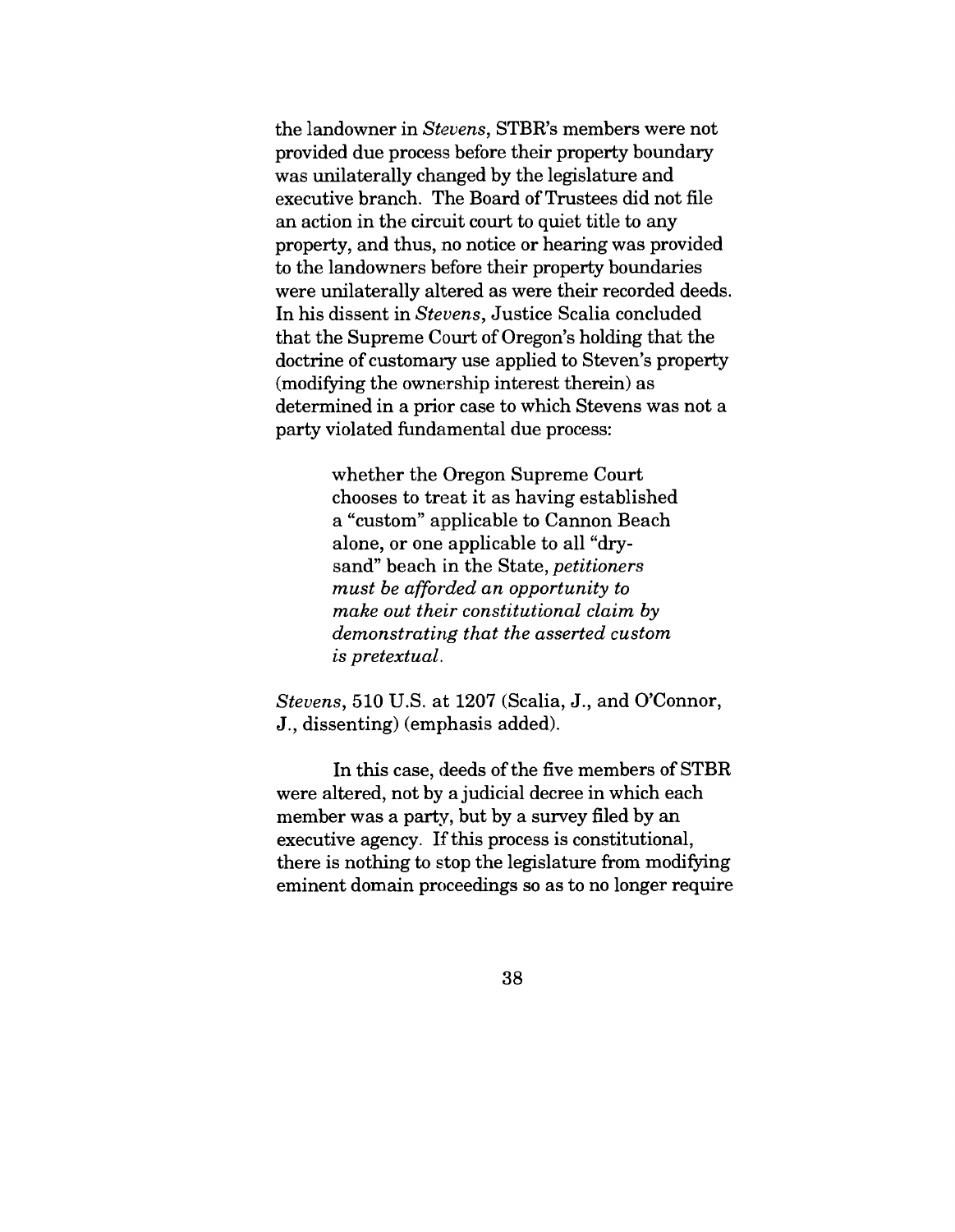the landowner in *Stevens*, STBR's members were not provided due process before their property boundary was unilaterally changed by the legislature and executive branch. The Board of Trustees did not file an action in the circuit court to quiet title to any property, and thus, no notice or hearing was provided to the landowners before their property boundaries were unilaterally altered as were their recorded deeds. In his dissent in *Stevens*, Justice Scalia concluded that the Supreme Court of Oregon's holding that the doctrine of customary use applied to Steven's property (modifying the ownership interest therein) as determined in a prior case to which Stevens was not a party violated fundamental due process:

> whether the Oregon Supreme Court chooses to treat it as having established a "custom" applicable to Cannon Beach alone, or one applicable to all "dry-sand" beach in the State, *petitioners must be afforded an opportunity to make out their constitutional claim by demonstrating that the asserted custom is pretextual*.

*Stevens*, 510 U.S. at 1207 (Scalia, J., and O'Connor, J., dissenting) (emphasis added).

In this case, deeds of the five members of STBR were altered, not by a judicial decree in which each member was a party, but by a survey filed by an executive agency. If this process is constitutional, there is nothing to stop the legislature from modifying eminent domain proceedings so as to no longer require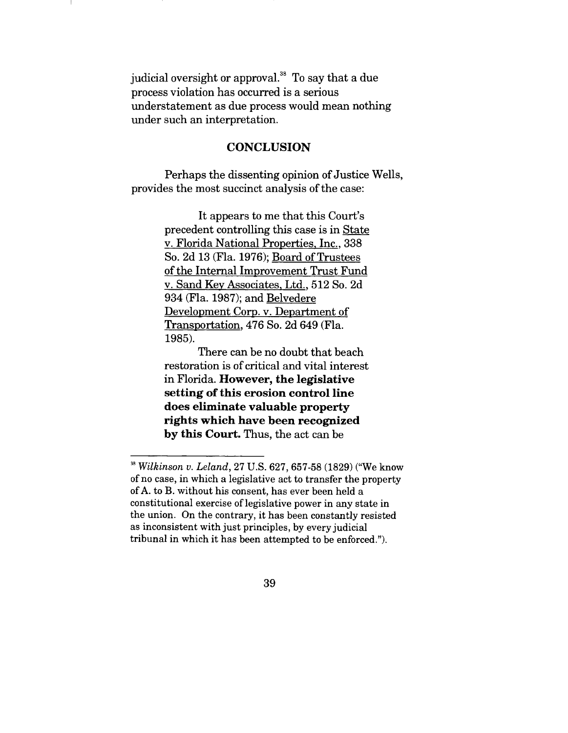judicial oversight or approval.[38] To say that a due process violation has occurred is a serious understatement as due process would mean nothing under such an interpretation.

## CONCLUSION

Perhaps the dissenting opinion of Justice Wells, provides the most succinct analysis of the case:

> It appears to me that this Court's precedent controlling this case is in State v. Florida National Properties, Inc., 338 So. 2d 13 (Fla. 1976); Board of Trustees of the Internal Improvement Trust Fund v. Sand Key Associates, Ltd., 512 So. 2d 934 (Fla. 1987); and Belvedere Development Corp. v. Department of Transportation, 476 So. 2d 649 (Fla. 1985).
>
> There can be no doubt that beach restoration is of critical and vital interest in Florida. **However, the legislative setting of this erosion control line does eliminate valuable property rights which have been recognized by this Court.** Thus, the act can be

---

[38] *Wilkinson v. Leland*, 27 U.S. 627, 657-58 (1829) ("We know of no case, in which a legislative act to transfer the property of A. to B. without his consent, has ever been held a constitutional exercise of legislative power in any state in the union. On the contrary, it has been constantly resisted as inconsistent with just principles, by every judicial tribunal in which it has been attempted to be enforced.").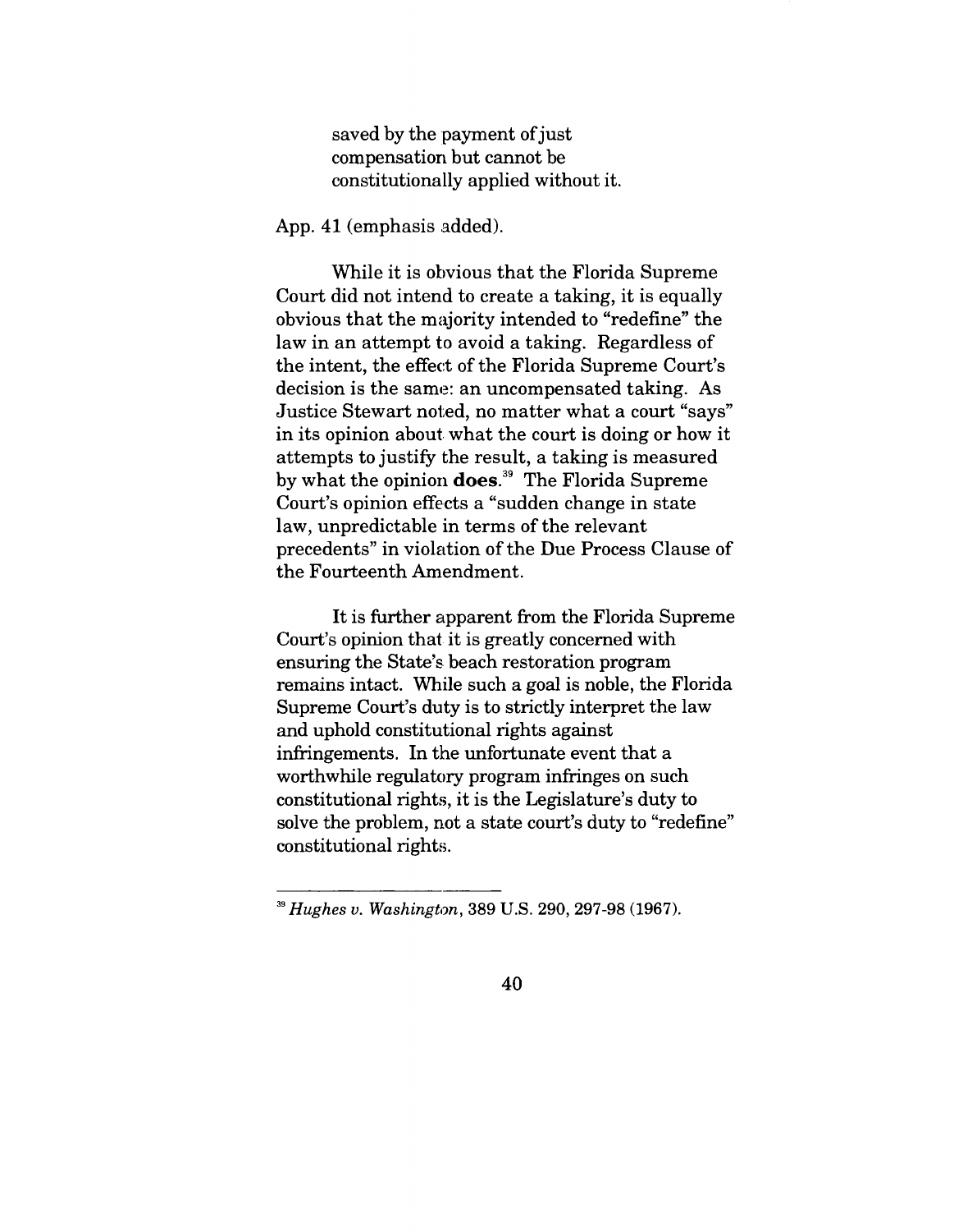> saved by the payment of just compensation but cannot be constitutionally applied without it.

App. 41 (emphasis added).

While it is obvious that the Florida Supreme Court did not intend to create a taking, it is equally obvious that the majority intended to "redefine" the law in an attempt to avoid a taking. Regardless of the intent, the effect of the Florida Supreme Court's decision is the same: an uncompensated taking. As Justice Stewart noted, no matter what a court "says" in its opinion about what the court is doing or how it attempts to justify the result, a taking is measured by what the opinion **does**.[39] The Florida Supreme Court's opinion effects a "sudden change in state law, unpredictable in terms of the relevant precedents" in violation of the Due Process Clause of the Fourteenth Amendment.

It is further apparent from the Florida Supreme Court's opinion that it is greatly concerned with ensuring the State's beach restoration program remains intact. While such a goal is noble, the Florida Supreme Court's duty is to strictly interpret the law and uphold constitutional rights against infringements. In the unfortunate event that a worthwhile regulatory program infringes on such constitutional rights, it is the Legislature's duty to solve the problem, not a state court's duty to "redefine" constitutional rights.

---

[39] *Hughes v. Washington*, 389 U.S. 290, 297-98 (1967).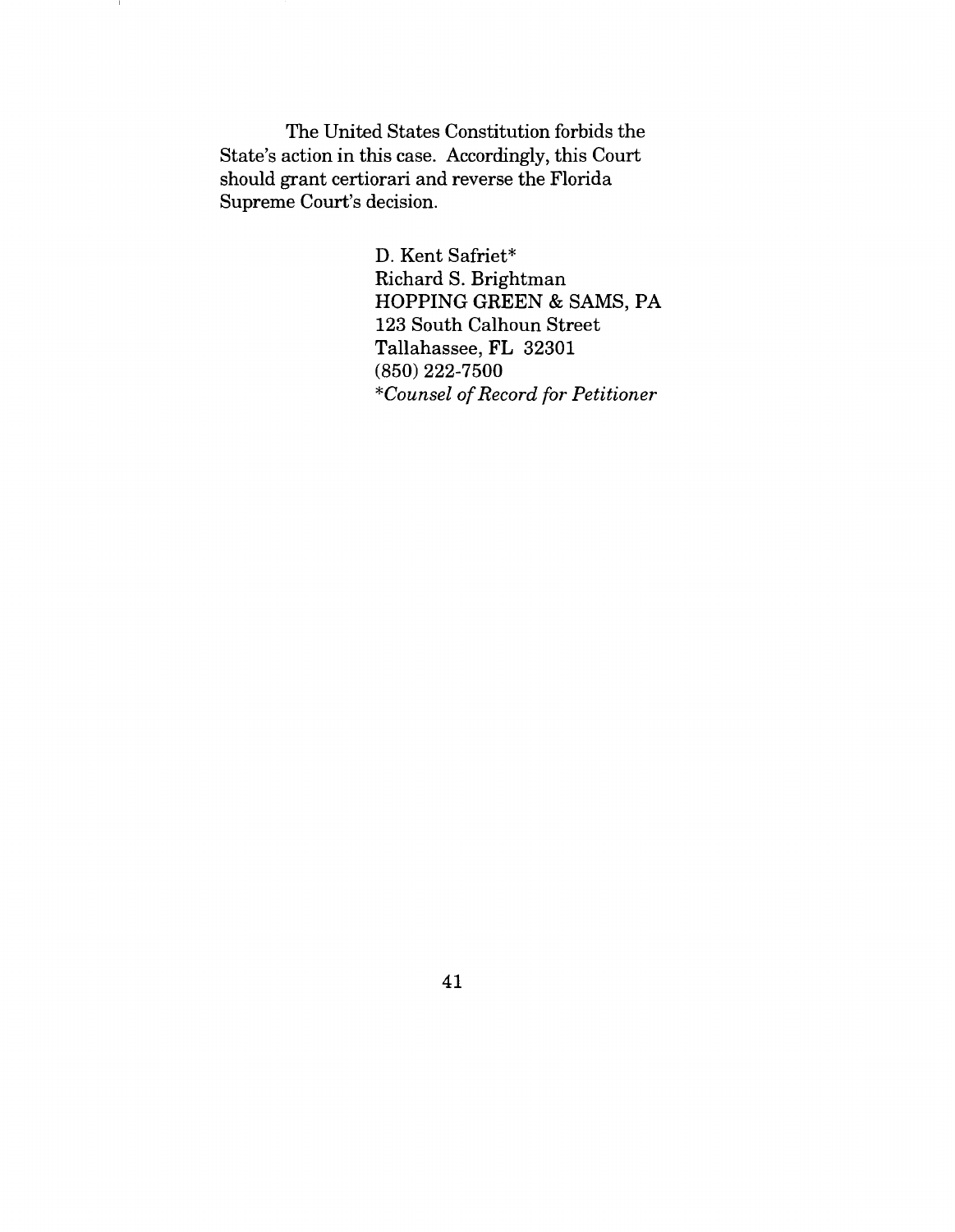The United States Constitution forbids the State's action in this case. Accordingly, this Court should grant certiorari and reverse the Florida Supreme Court's decision.

D. Kent Safriet*  
Richard S. Brightman  
HOPPING GREEN & SAMS, PA  
123 South Calhoun Street  
Tallahassee, FL 32301  
(850) 222-7500  
**Counsel of Record for Petitioner*